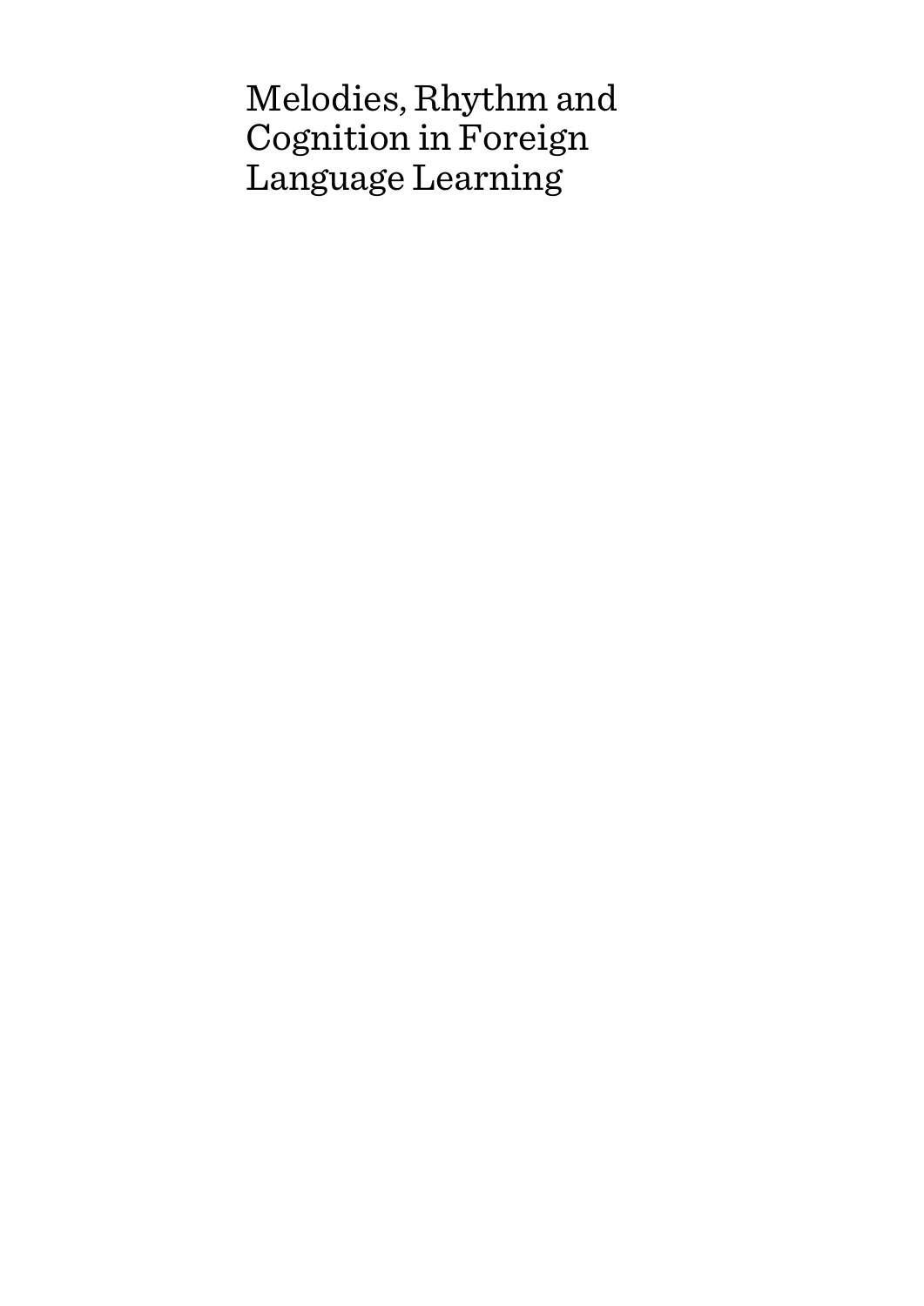# Melodies, Rhythm and Cognition in Foreign Language Learning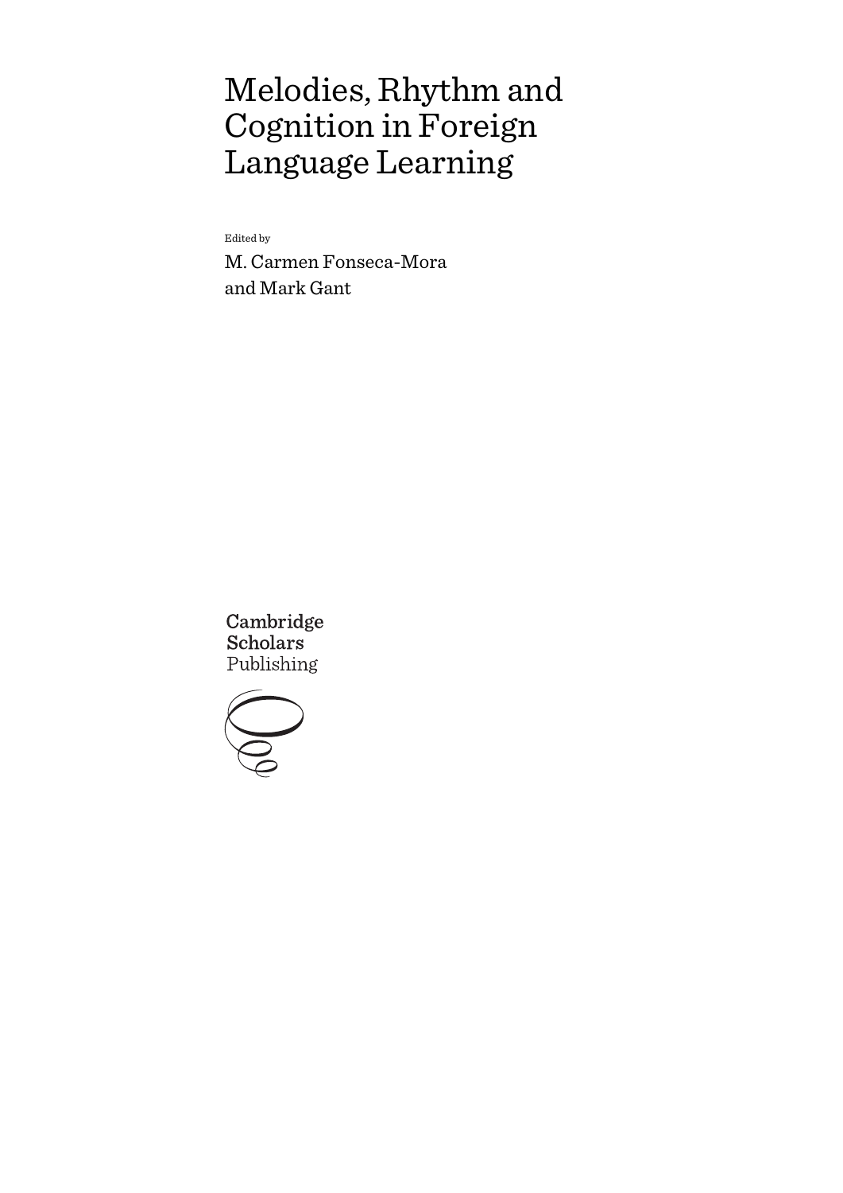# Melodies, Rhythm and Cognition in Foreign Language Learning

Edited by

M. Carmen Fonseca-Mora and Mark Gant

Cambridge Scholars Publishing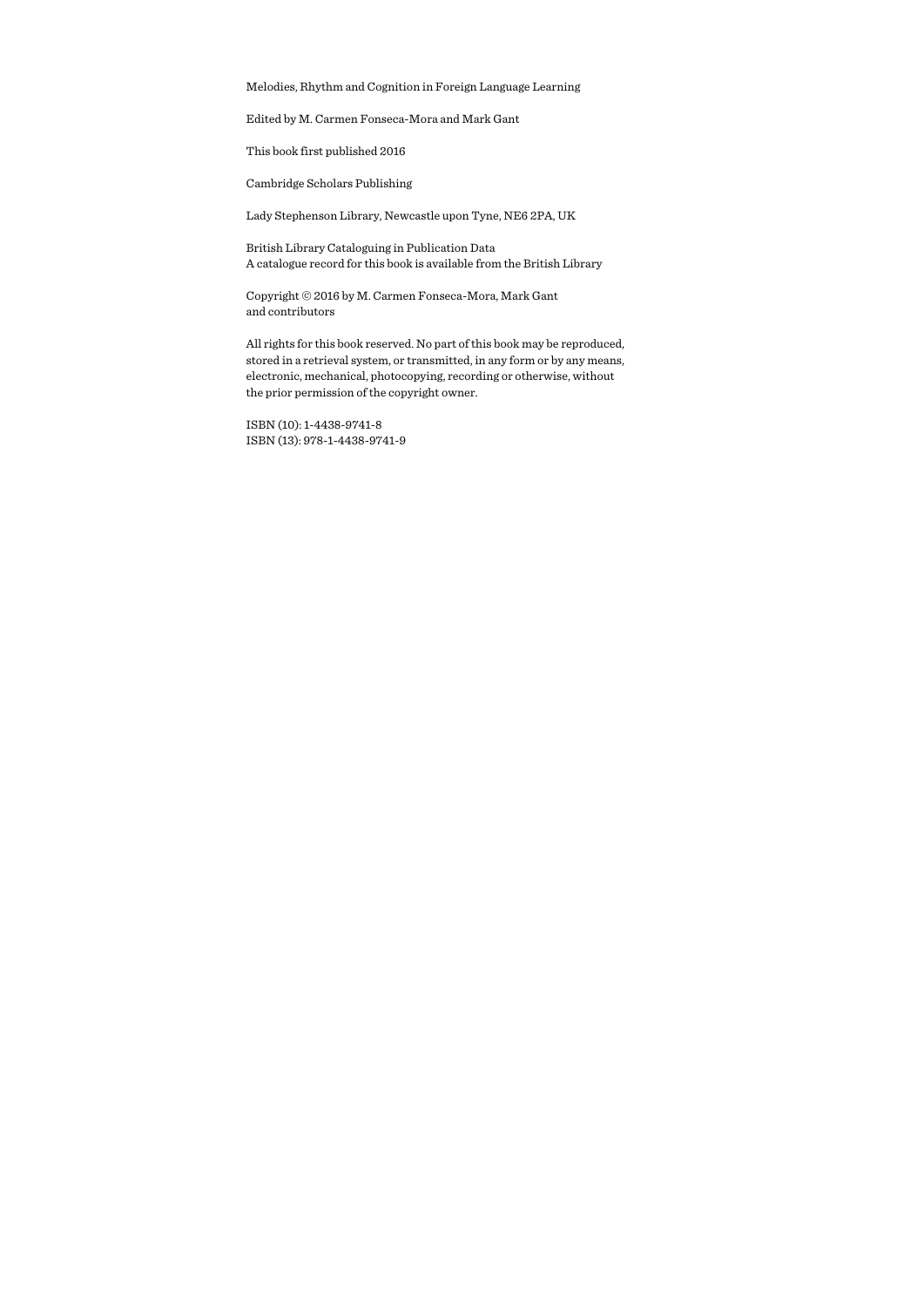Melodies, Rhythm and Cognition in Foreign Language Learning

Edited by M. Carmen Fonseca-Mora and Mark Gant

This book first published 2016

Cambridge Scholars Publishing

Lady Stephenson Library, Newcastle upon Tyne, NE6 2PA, UK

British Library Cataloguing in Publication Data
A catalogue record for this book is available from the British Library

Copyright © 2016 by M. Carmen Fonseca-Mora, Mark Gant
and contributors

All rights for this book reserved. No part of this book may be reproduced, stored in a retrieval system, or transmitted, in any form or by any means, electronic, mechanical, photocopying, recording or otherwise, without the prior permission of the copyright owner.

ISBN (10): 1-4438-9741-8
ISBN (13): 978-1-4438-9741-9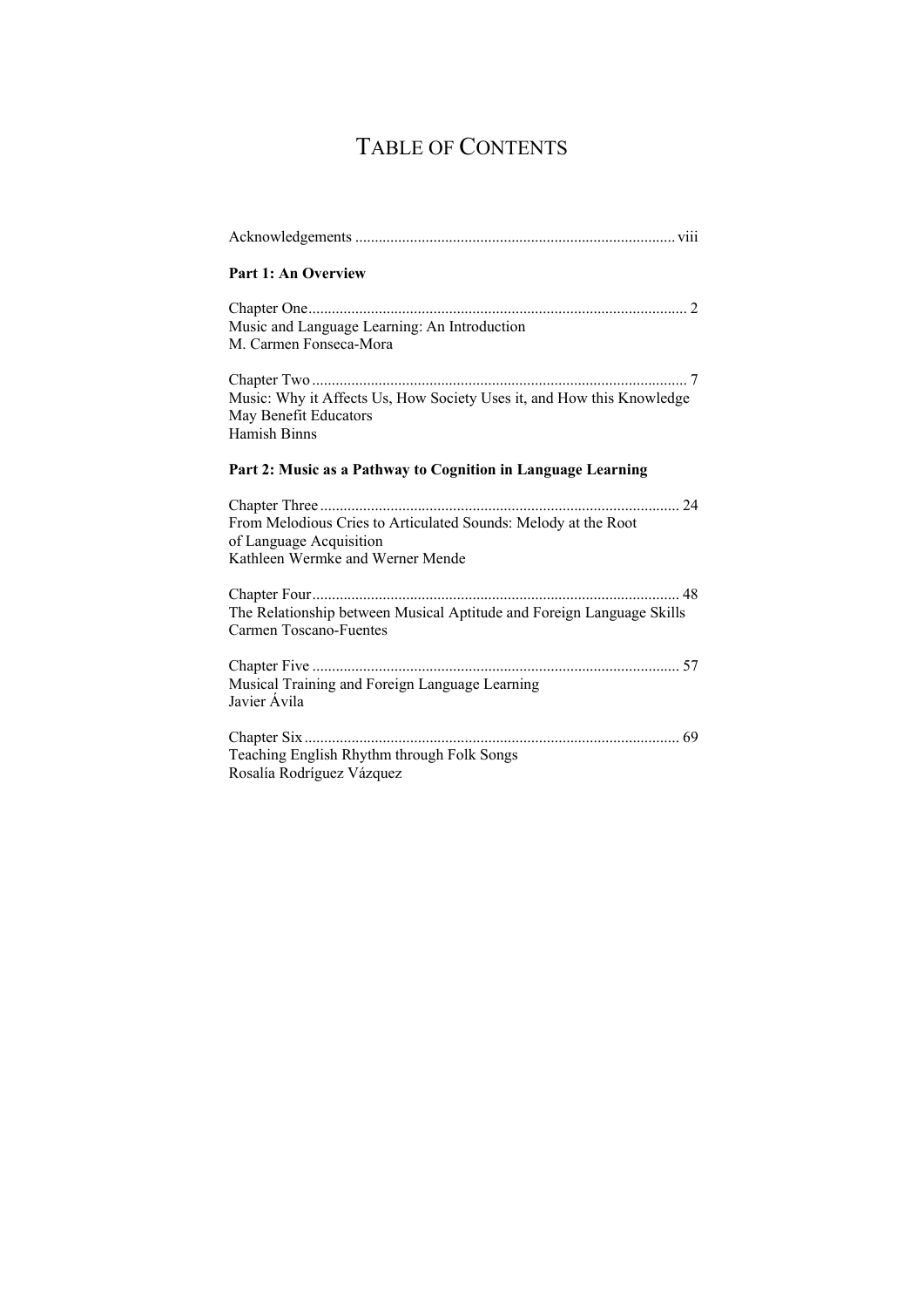# TABLE OF CONTENTS

Acknowledgements ..... viii

**Part 1: An Overview**

Chapter One ..... 2
Music and Language Learning: An Introduction
M. Carmen Fonseca-Mora

Chapter Two ..... 7
Music: Why it Affects Us, How Society Uses it, and How this Knowledge May Benefit Educators
Hamish Binns

**Part 2: Music as a Pathway to Cognition in Language Learning**

Chapter Three ..... 24
From Melodious Cries to Articulated Sounds: Melody at the Root of Language Acquisition
Kathleen Wermke and Werner Mende

Chapter Four ..... 48
The Relationship between Musical Aptitude and Foreign Language Skills
Carmen Toscano-Fuentes

Chapter Five ..... 57
Musical Training and Foreign Language Learning
Javier Ávila

Chapter Six ..... 69
Teaching English Rhythm through Folk Songs
Rosalía Rodríguez Vázquez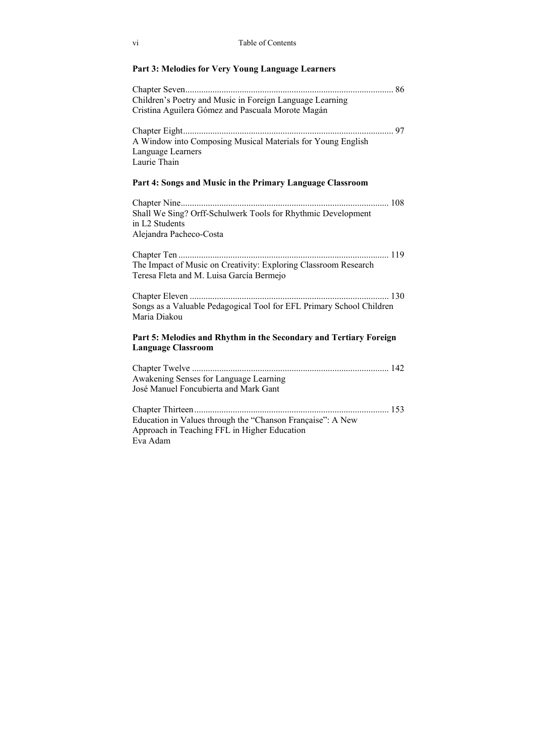**Part 3: Melodies for Very Young Language Learners**

Chapter Seven ........................................................................................ 86
Children's Poetry and Music in Foreign Language Learning
Cristina Aguilera Gómez and Pascuala Morote Magán

Chapter Eight ......................................................................................... 97
A Window into Composing Musical Materials for Young English Language Learners
Laurie Thain

**Part 4: Songs and Music in the Primary Language Classroom**

Chapter Nine ........................................................................................ 108
Shall We Sing? Orff-Schulwerk Tools for Rhythmic Development in L2 Students
Alejandra Pacheco-Costa

Chapter Ten ......................................................................................... 119
The Impact of Music on Creativity: Exploring Classroom Research
Teresa Fleta and M. Luisa García Bermejo

Chapter Eleven .................................................................................... 130
Songs as a Valuable Pedagogical Tool for EFL Primary School Children
Maria Diakou

**Part 5: Melodies and Rhythm in the Secondary and Tertiary Foreign Language Classroom**

Chapter Twelve .................................................................................... 142
Awakening Senses for Language Learning
José Manuel Foncubierta and Mark Gant

Chapter Thirteen .................................................................................. 153
Education in Values through the "Chanson Française": A New Approach in Teaching FFL in Higher Education
Eva Adam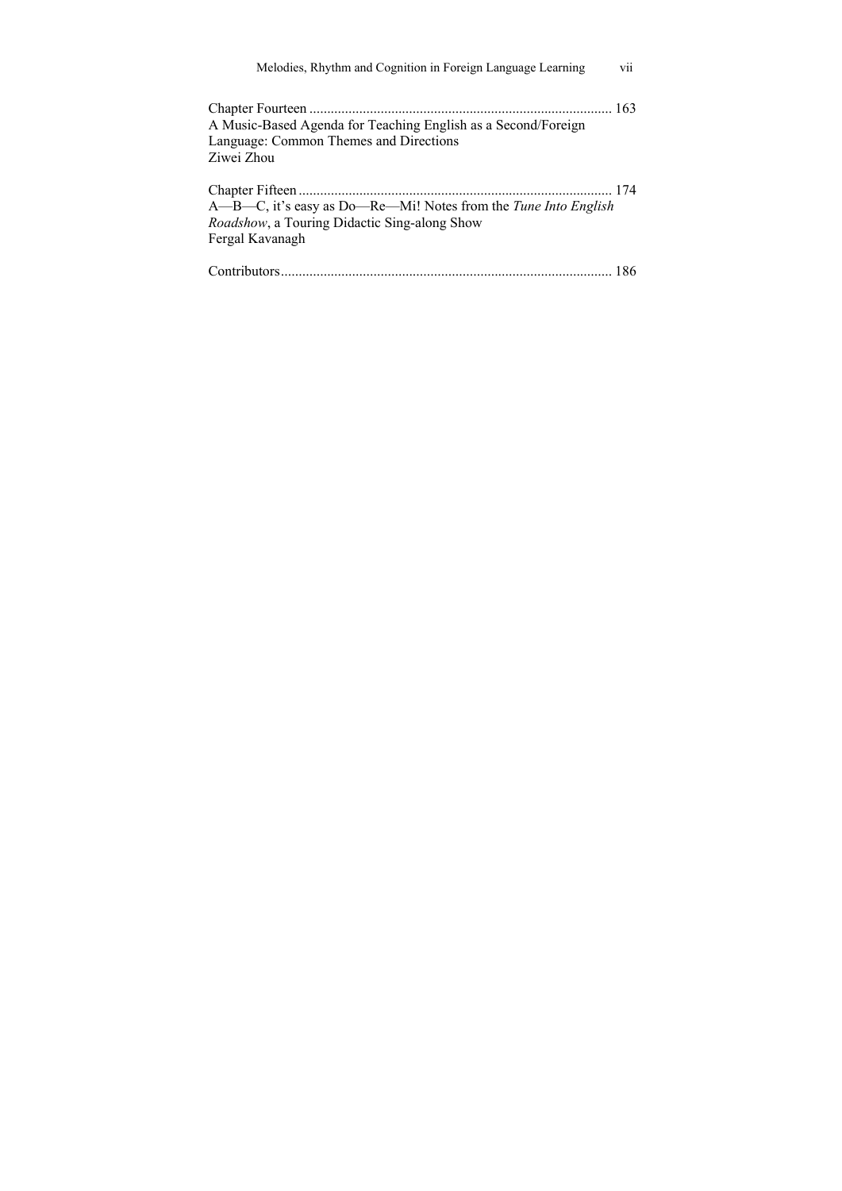Chapter Fourteen ..................................................................................... 163
A Music-Based Agenda for Teaching English as a Second/Foreign Language: Common Themes and Directions
Ziwei Zhou

Chapter Fifteen ........................................................................................ 174
A—B—C, it's easy as Do—Re—Mi! Notes from the *Tune Into English Roadshow*, a Touring Didactic Sing-along Show
Fergal Kavanagh

Contributors............................................................................................. 186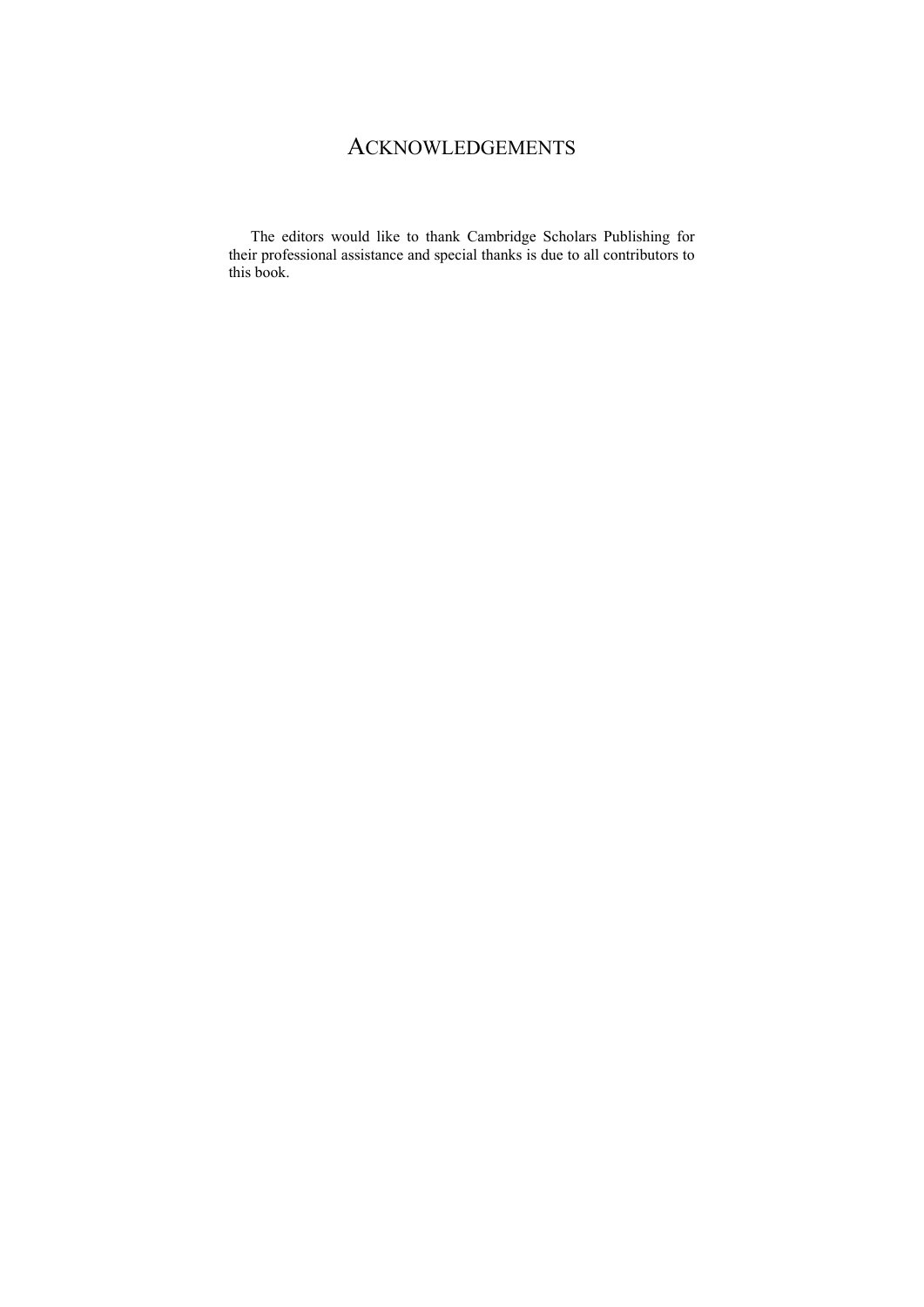# Acknowledgements

The editors would like to thank Cambridge Scholars Publishing for their professional assistance and special thanks is due to all contributors to this book.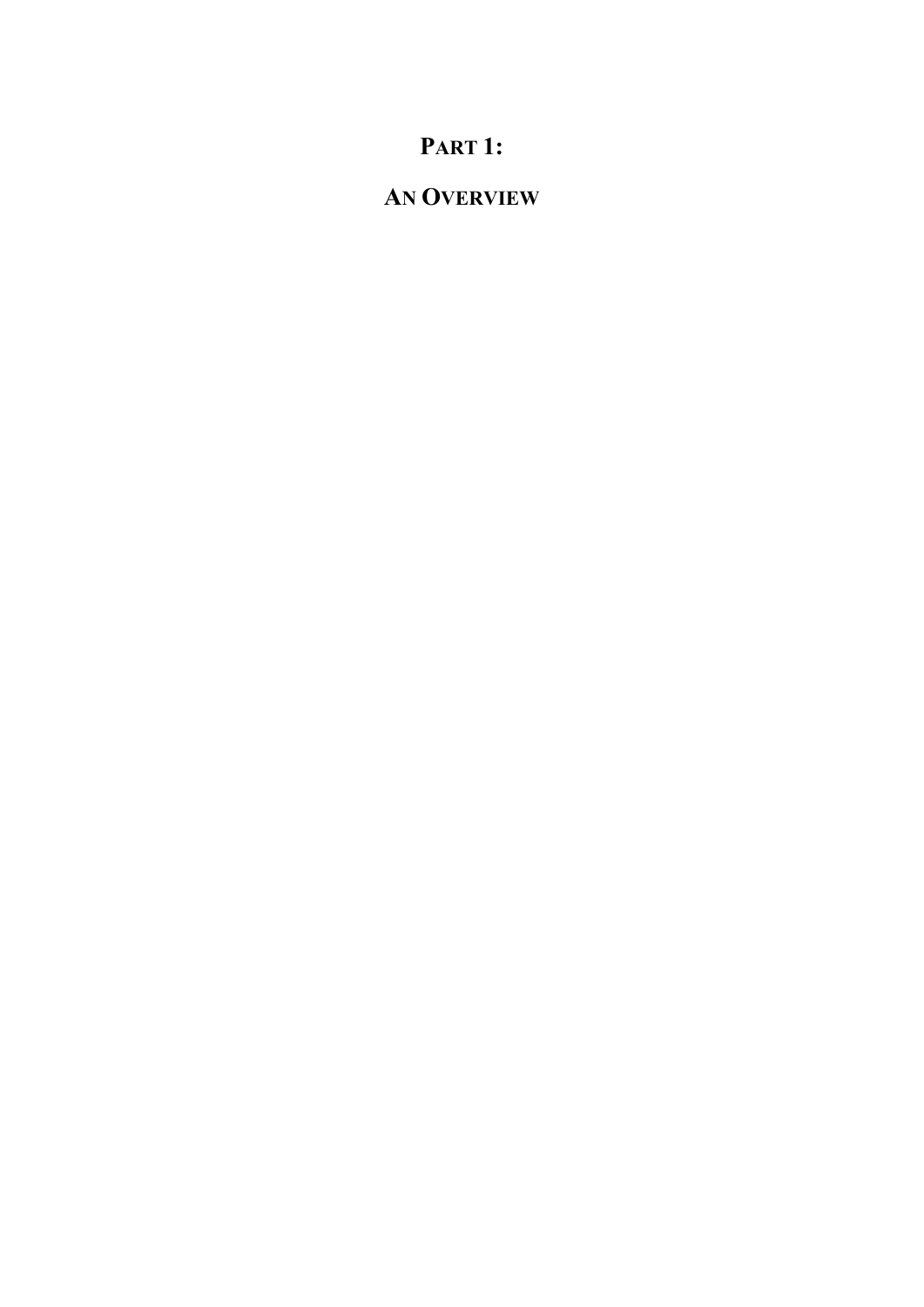# PART 1:

# AN OVERVIEW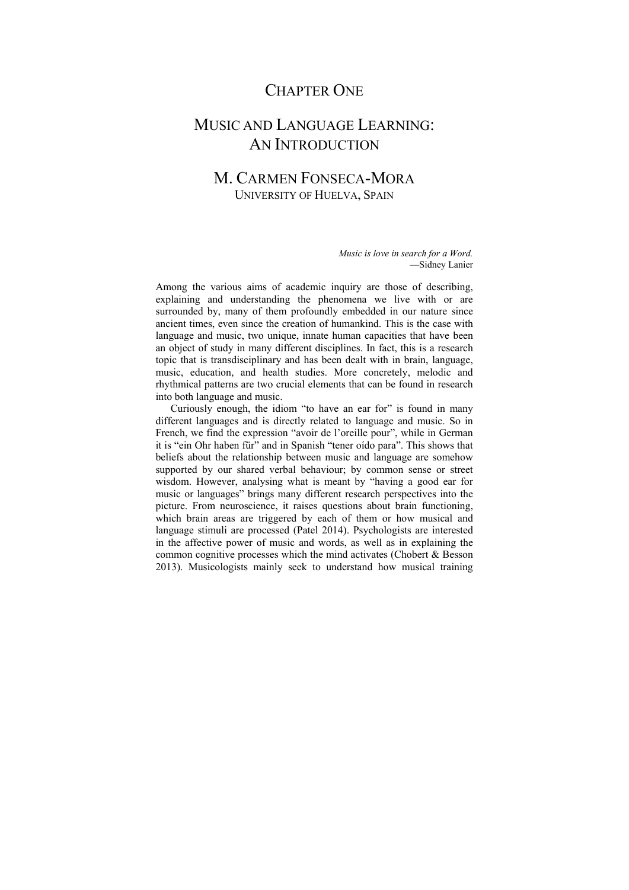# CHAPTER ONE

# MUSIC AND LANGUAGE LEARNING: AN INTRODUCTION

## M. CARMEN FONSECA-MORA

UNIVERSITY OF HUELVA, SPAIN

*Music is love in search for a Word.*
—Sidney Lanier

Among the various aims of academic inquiry are those of describing, explaining and understanding the phenomena we live with or are surrounded by, many of them profoundly embedded in our nature since ancient times, even since the creation of humankind. This is the case with language and music, two unique, innate human capacities that have been an object of study in many different disciplines. In fact, this is a research topic that is transdisciplinary and has been dealt with in brain, language, music, education, and health studies. More concretely, melodic and rhythmical patterns are two crucial elements that can be found in research into both language and music.

Curiously enough, the idiom "to have an ear for" is found in many different languages and is directly related to language and music. So in French, we find the expression "avoir de l'oreille pour", while in German it is "ein Ohr haben für" and in Spanish "tener oído para". This shows that beliefs about the relationship between music and language are somehow supported by our shared verbal behaviour; by common sense or street wisdom. However, analysing what is meant by "having a good ear for music or languages" brings many different research perspectives into the picture. From neuroscience, it raises questions about brain functioning, which brain areas are triggered by each of them or how musical and language stimuli are processed (Patel 2014). Psychologists are interested in the affective power of music and words, as well as in explaining the common cognitive processes which the mind activates (Chobert & Besson 2013). Musicologists mainly seek to understand how musical training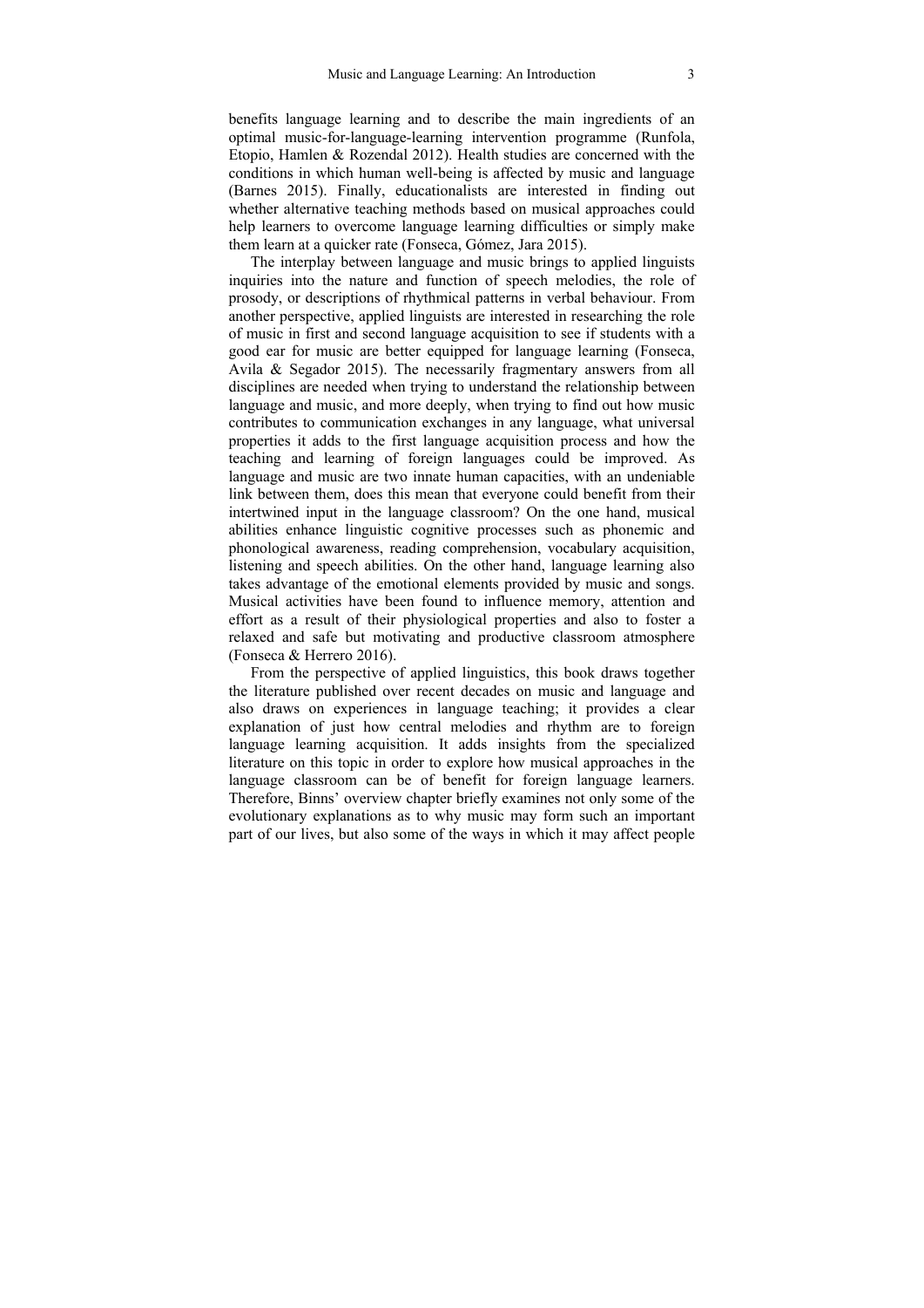benefits language learning and to describe the main ingredients of an optimal music-for-language-learning intervention programme (Runfola, Etopio, Hamlen & Rozendal 2012). Health studies are concerned with the conditions in which human well-being is affected by music and language (Barnes 2015). Finally, educationalists are interested in finding out whether alternative teaching methods based on musical approaches could help learners to overcome language learning difficulties or simply make them learn at a quicker rate (Fonseca, Gómez, Jara 2015).

The interplay between language and music brings to applied linguists inquiries into the nature and function of speech melodies, the role of prosody, or descriptions of rhythmical patterns in verbal behaviour. From another perspective, applied linguists are interested in researching the role of music in first and second language acquisition to see if students with a good ear for music are better equipped for language learning (Fonseca, Avila & Segador 2015). The necessarily fragmentary answers from all disciplines are needed when trying to understand the relationship between language and music, and more deeply, when trying to find out how music contributes to communication exchanges in any language, what universal properties it adds to the first language acquisition process and how the teaching and learning of foreign languages could be improved. As language and music are two innate human capacities, with an undeniable link between them, does this mean that everyone could benefit from their intertwined input in the language classroom? On the one hand, musical abilities enhance linguistic cognitive processes such as phonemic and phonological awareness, reading comprehension, vocabulary acquisition, listening and speech abilities. On the other hand, language learning also takes advantage of the emotional elements provided by music and songs. Musical activities have been found to influence memory, attention and effort as a result of their physiological properties and also to foster a relaxed and safe but motivating and productive classroom atmosphere (Fonseca & Herrero 2016).

From the perspective of applied linguistics, this book draws together the literature published over recent decades on music and language and also draws on experiences in language teaching; it provides a clear explanation of just how central melodies and rhythm are to foreign language learning acquisition. It adds insights from the specialized literature on this topic in order to explore how musical approaches in the language classroom can be of benefit for foreign language learners. Therefore, Binns' overview chapter briefly examines not only some of the evolutionary explanations as to why music may form such an important part of our lives, but also some of the ways in which it may affect people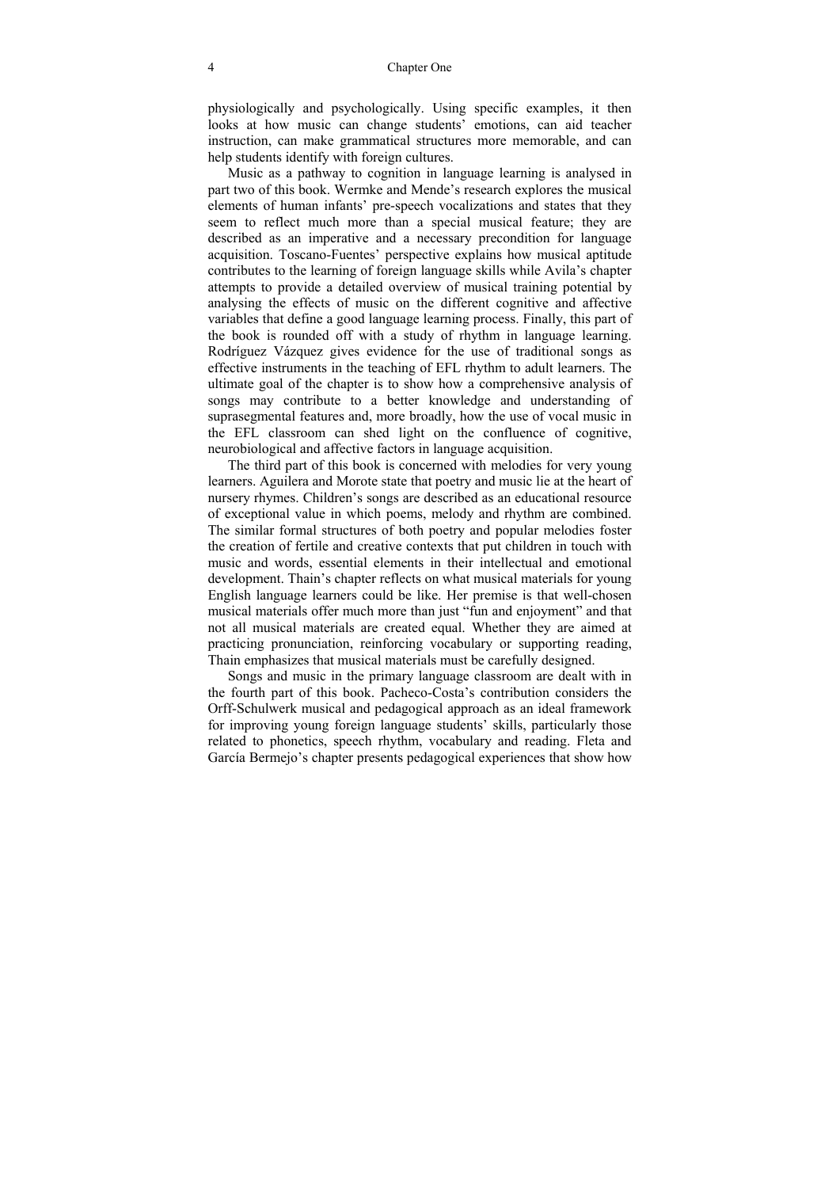physiologically and psychologically. Using specific examples, it then looks at how music can change students' emotions, can aid teacher instruction, can make grammatical structures more memorable, and can help students identify with foreign cultures.

Music as a pathway to cognition in language learning is analysed in part two of this book. Wermke and Mende's research explores the musical elements of human infants' pre-speech vocalizations and states that they seem to reflect much more than a special musical feature; they are described as an imperative and a necessary precondition for language acquisition. Toscano-Fuentes' perspective explains how musical aptitude contributes to the learning of foreign language skills while Avila's chapter attempts to provide a detailed overview of musical training potential by analysing the effects of music on the different cognitive and affective variables that define a good language learning process. Finally, this part of the book is rounded off with a study of rhythm in language learning. Rodríguez Vázquez gives evidence for the use of traditional songs as effective instruments in the teaching of EFL rhythm to adult learners. The ultimate goal of the chapter is to show how a comprehensive analysis of songs may contribute to a better knowledge and understanding of suprasegmental features and, more broadly, how the use of vocal music in the EFL classroom can shed light on the confluence of cognitive, neurobiological and affective factors in language acquisition.

The third part of this book is concerned with melodies for very young learners. Aguilera and Morote state that poetry and music lie at the heart of nursery rhymes. Children's songs are described as an educational resource of exceptional value in which poems, melody and rhythm are combined. The similar formal structures of both poetry and popular melodies foster the creation of fertile and creative contexts that put children in touch with music and words, essential elements in their intellectual and emotional development. Thain's chapter reflects on what musical materials for young English language learners could be like. Her premise is that well-chosen musical materials offer much more than just "fun and enjoyment" and that not all musical materials are created equal. Whether they are aimed at practicing pronunciation, reinforcing vocabulary or supporting reading, Thain emphasizes that musical materials must be carefully designed.

Songs and music in the primary language classroom are dealt with in the fourth part of this book. Pacheco-Costa's contribution considers the Orff-Schulwerk musical and pedagogical approach as an ideal framework for improving young foreign language students' skills, particularly those related to phonetics, speech rhythm, vocabulary and reading. Fleta and García Bermejo's chapter presents pedagogical experiences that show how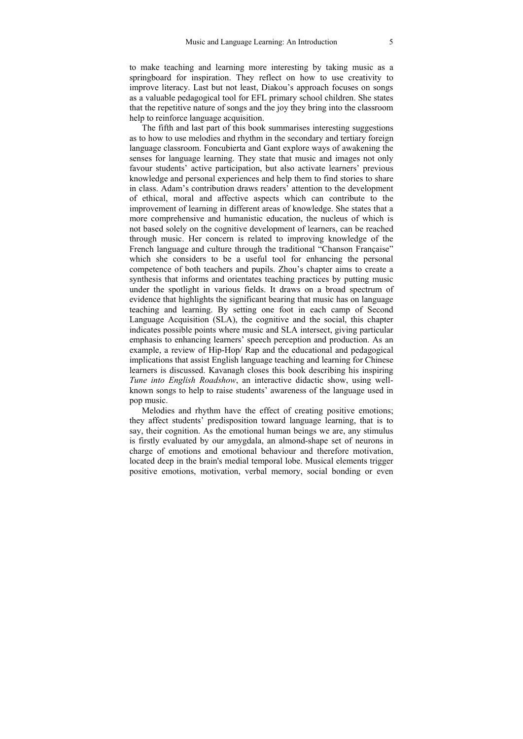to make teaching and learning more interesting by taking music as a springboard for inspiration. They reflect on how to use creativity to improve literacy. Last but not least, Diakou's approach focuses on songs as a valuable pedagogical tool for EFL primary school children. She states that the repetitive nature of songs and the joy they bring into the classroom help to reinforce language acquisition.

The fifth and last part of this book summarises interesting suggestions as to how to use melodies and rhythm in the secondary and tertiary foreign language classroom. Foncubierta and Gant explore ways of awakening the senses for language learning. They state that music and images not only favour students' active participation, but also activate learners' previous knowledge and personal experiences and help them to find stories to share in class. Adam's contribution draws readers' attention to the development of ethical, moral and affective aspects which can contribute to the improvement of learning in different areas of knowledge. She states that a more comprehensive and humanistic education, the nucleus of which is not based solely on the cognitive development of learners, can be reached through music. Her concern is related to improving knowledge of the French language and culture through the traditional "Chanson Française" which she considers to be a useful tool for enhancing the personal competence of both teachers and pupils. Zhou's chapter aims to create a synthesis that informs and orientates teaching practices by putting music under the spotlight in various fields. It draws on a broad spectrum of evidence that highlights the significant bearing that music has on language teaching and learning. By setting one foot in each camp of Second Language Acquisition (SLA), the cognitive and the social, this chapter indicates possible points where music and SLA intersect, giving particular emphasis to enhancing learners' speech perception and production. As an example, a review of Hip-Hop/ Rap and the educational and pedagogical implications that assist English language teaching and learning for Chinese learners is discussed. Kavanagh closes this book describing his inspiring *Tune into English Roadshow*, an interactive didactic show, using well-known songs to help to raise students' awareness of the language used in pop music.

Melodies and rhythm have the effect of creating positive emotions; they affect students' predisposition toward language learning, that is to say, their cognition. As the emotional human beings we are, any stimulus is firstly evaluated by our amygdala, an almond-shape set of neurons in charge of emotions and emotional behaviour and therefore motivation, located deep in the brain's medial temporal lobe. Musical elements trigger positive emotions, motivation, verbal memory, social bonding or even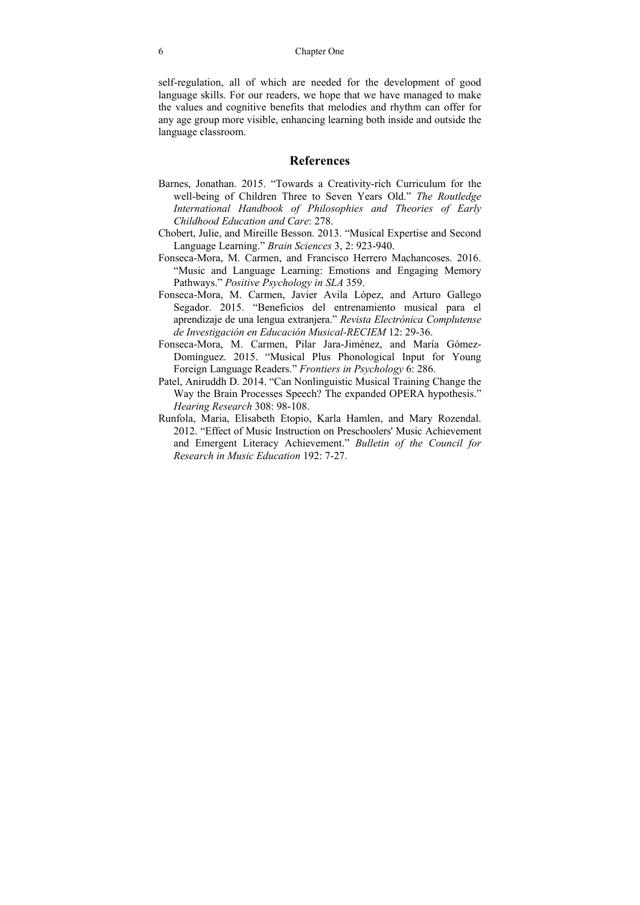self-regulation, all of which are needed for the development of good language skills. For our readers, we hope that we have managed to make the values and cognitive benefits that melodies and rhythm can offer for any age group more visible, enhancing learning both inside and outside the language classroom.

## References

Barnes, Jonathan. 2015. "Towards a Creativity-rich Curriculum for the well-being of Children Three to Seven Years Old." *The Routledge International Handbook of Philosophies and Theories of Early Childhood Education and Care*: 278.

Chobert, Julie, and Mireille Besson. 2013. "Musical Expertise and Second Language Learning." *Brain Sciences* 3, 2: 923-940.

Fonseca-Mora, M. Carmen, and Francisco Herrero Machancoses. 2016. "Music and Language Learning: Emotions and Engaging Memory Pathways." *Positive Psychology in SLA* 359.

Fonseca-Mora, M. Carmen, Javier Avila López, and Arturo Gallego Segador. 2015. "Beneficios del entrenamiento musical para el aprendizaje de una lengua extranjera." *Revista Electrónica Complutense de Investigación en Educación Musical-RECIEM* 12: 29-36.

Fonseca-Mora, M. Carmen, Pilar Jara-Jiménez, and María Gómez-Domínguez. 2015. "Musical Plus Phonological Input for Young Foreign Language Readers." *Frontiers in Psychology* 6: 286.

Patel, Aniruddh D. 2014. "Can Nonlinguistic Musical Training Change the Way the Brain Processes Speech? The expanded OPERA hypothesis." *Hearing Research* 308: 98-108.

Runfola, Maria, Elisabeth Etopio, Karla Hamlen, and Mary Rozendal. 2012. "Effect of Music Instruction on Preschoolers' Music Achievement and Emergent Literacy Achievement." *Bulletin of the Council for Research in Music Education* 192: 7-27.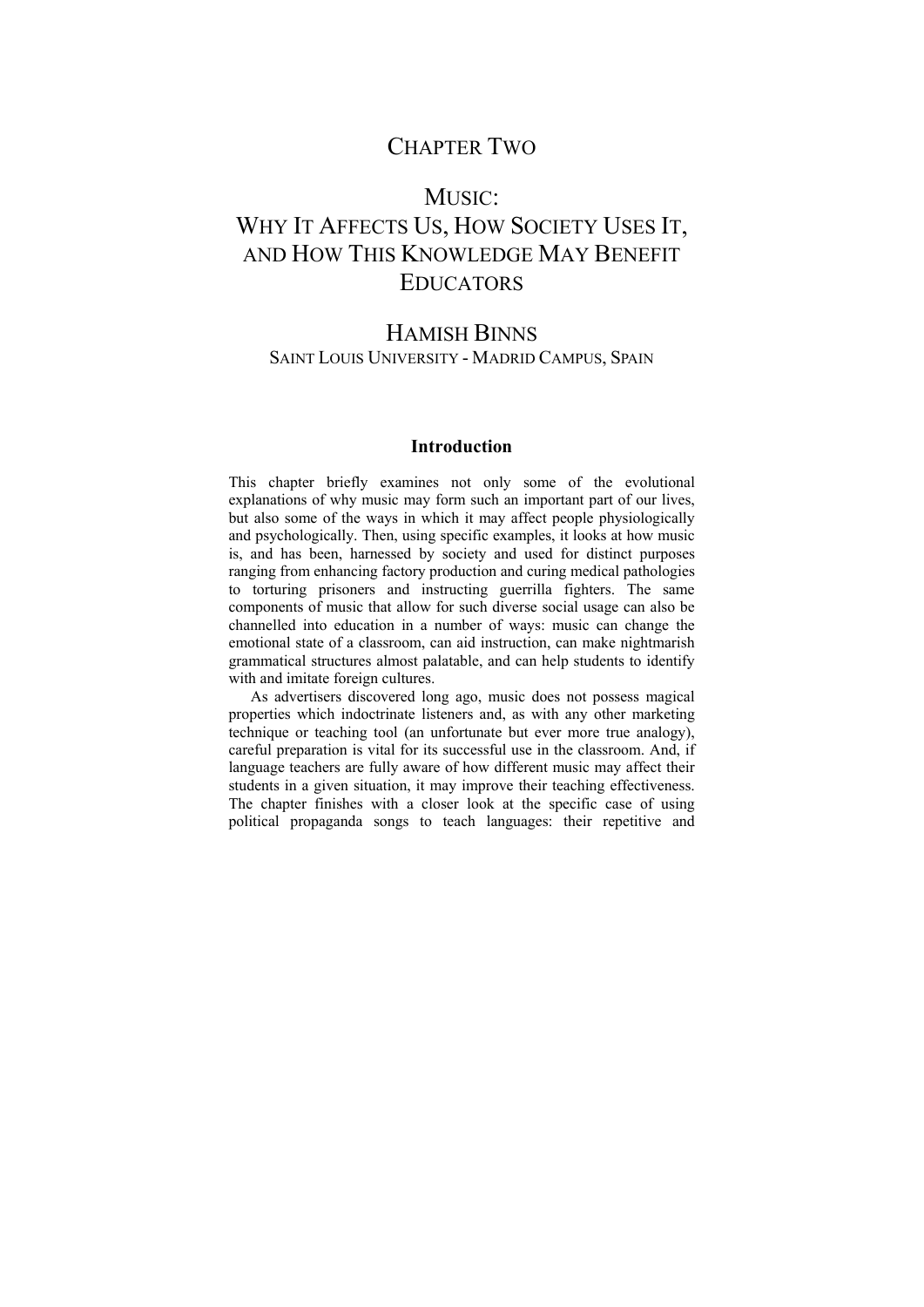# CHAPTER TWO

# MUSIC: WHY IT AFFECTS US, HOW SOCIETY USES IT, AND HOW THIS KNOWLEDGE MAY BENEFIT EDUCATORS

## HAMISH BINNS

SAINT LOUIS UNIVERSITY - MADRID CAMPUS, SPAIN

### Introduction

This chapter briefly examines not only some of the evolutional explanations of why music may form such an important part of our lives, but also some of the ways in which it may affect people physiologically and psychologically. Then, using specific examples, it looks at how music is, and has been, harnessed by society and used for distinct purposes ranging from enhancing factory production and curing medical pathologies to torturing prisoners and instructing guerrilla fighters. The same components of music that allow for such diverse social usage can also be channelled into education in a number of ways: music can change the emotional state of a classroom, can aid instruction, can make nightmarish grammatical structures almost palatable, and can help students to identify with and imitate foreign cultures.

As advertisers discovered long ago, music does not possess magical properties which indoctrinate listeners and, as with any other marketing technique or teaching tool (an unfortunate but ever more true analogy), careful preparation is vital for its successful use in the classroom. And, if language teachers are fully aware of how different music may affect their students in a given situation, it may improve their teaching effectiveness. The chapter finishes with a closer look at the specific case of using political propaganda songs to teach languages: their repetitive and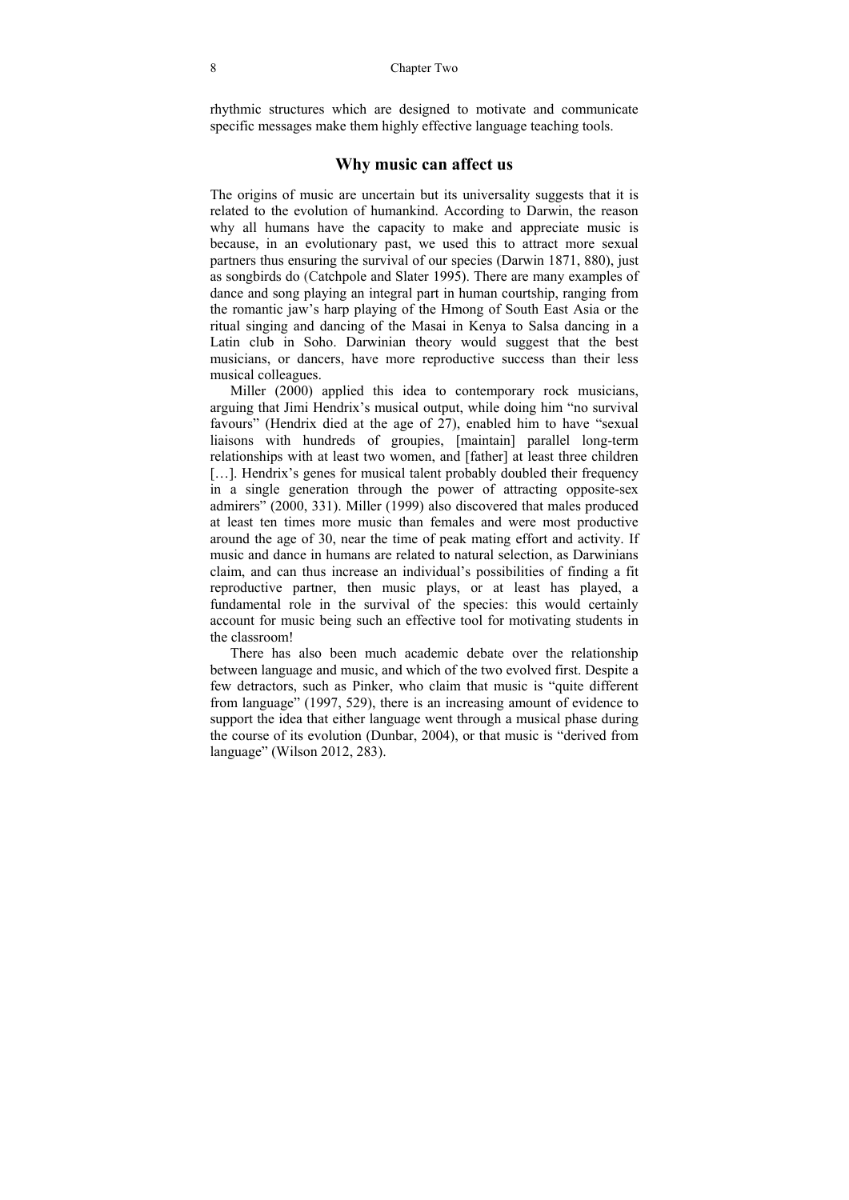rhythmic structures which are designed to motivate and communicate specific messages make them highly effective language teaching tools.

## Why music can affect us

The origins of music are uncertain but its universality suggests that it is related to the evolution of humankind. According to Darwin, the reason why all humans have the capacity to make and appreciate music is because, in an evolutionary past, we used this to attract more sexual partners thus ensuring the survival of our species (Darwin 1871, 880), just as songbirds do (Catchpole and Slater 1995). There are many examples of dance and song playing an integral part in human courtship, ranging from the romantic jaw's harp playing of the Hmong of South East Asia or the ritual singing and dancing of the Masai in Kenya to Salsa dancing in a Latin club in Soho. Darwinian theory would suggest that the best musicians, or dancers, have more reproductive success than their less musical colleagues.

Miller (2000) applied this idea to contemporary rock musicians, arguing that Jimi Hendrix's musical output, while doing him "no survival favours" (Hendrix died at the age of 27), enabled him to have "sexual liaisons with hundreds of groupies, [maintain] parallel long-term relationships with at least two women, and [father] at least three children […]. Hendrix's genes for musical talent probably doubled their frequency in a single generation through the power of attracting opposite-sex admirers" (2000, 331). Miller (1999) also discovered that males produced at least ten times more music than females and were most productive around the age of 30, near the time of peak mating effort and activity. If music and dance in humans are related to natural selection, as Darwinians claim, and can thus increase an individual's possibilities of finding a fit reproductive partner, then music plays, or at least has played, a fundamental role in the survival of the species: this would certainly account for music being such an effective tool for motivating students in the classroom!

There has also been much academic debate over the relationship between language and music, and which of the two evolved first. Despite a few detractors, such as Pinker, who claim that music is "quite different from language" (1997, 529), there is an increasing amount of evidence to support the idea that either language went through a musical phase during the course of its evolution (Dunbar, 2004), or that music is "derived from language" (Wilson 2012, 283).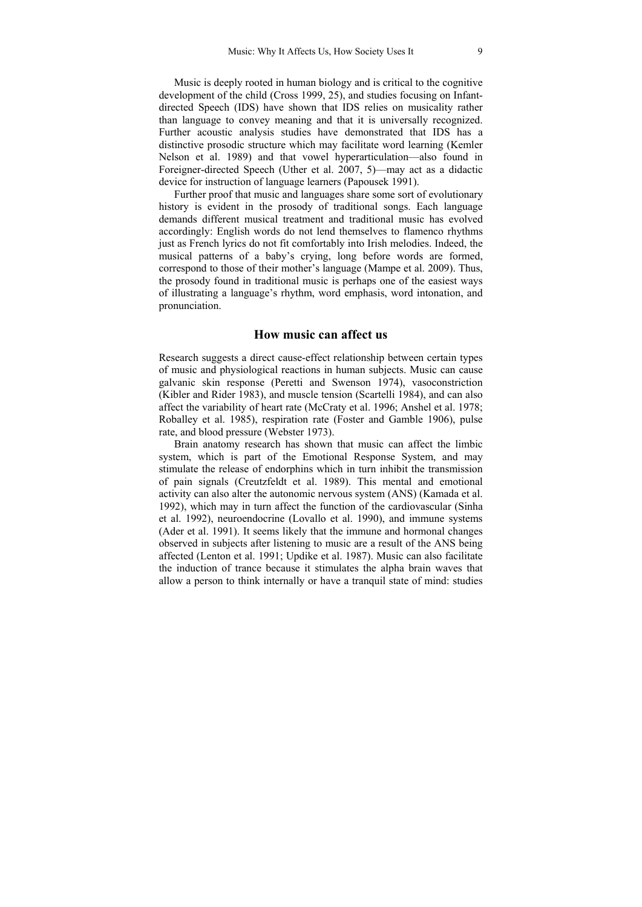Music is deeply rooted in human biology and is critical to the cognitive development of the child (Cross 1999, 25), and studies focusing on Infant-directed Speech (IDS) have shown that IDS relies on musicality rather than language to convey meaning and that it is universally recognized. Further acoustic analysis studies have demonstrated that IDS has a distinctive prosodic structure which may facilitate word learning (Kemler Nelson et al. 1989) and that vowel hyperarticulation—also found in Foreigner-directed Speech (Uther et al. 2007, 5)—may act as a didactic device for instruction of language learners (Papousek 1991).

Further proof that music and languages share some sort of evolutionary history is evident in the prosody of traditional songs. Each language demands different musical treatment and traditional music has evolved accordingly: English words do not lend themselves to flamenco rhythms just as French lyrics do not fit comfortably into Irish melodies. Indeed, the musical patterns of a baby's crying, long before words are formed, correspond to those of their mother's language (Mampe et al. 2009). Thus, the prosody found in traditional music is perhaps one of the easiest ways of illustrating a language's rhythm, word emphasis, word intonation, and pronunciation.

## How music can affect us

Research suggests a direct cause-effect relationship between certain types of music and physiological reactions in human subjects. Music can cause galvanic skin response (Peretti and Swenson 1974), vasoconstriction (Kibler and Rider 1983), and muscle tension (Scartelli 1984), and can also affect the variability of heart rate (McCraty et al. 1996; Anshel et al. 1978; Roballey et al. 1985), respiration rate (Foster and Gamble 1906), pulse rate, and blood pressure (Webster 1973).

Brain anatomy research has shown that music can affect the limbic system, which is part of the Emotional Response System, and may stimulate the release of endorphins which in turn inhibit the transmission of pain signals (Creutzfeldt et al. 1989). This mental and emotional activity can also alter the autonomic nervous system (ANS) (Kamada et al. 1992), which may in turn affect the function of the cardiovascular (Sinha et al. 1992), neuroendocrine (Lovallo et al. 1990), and immune systems (Ader et al. 1991). It seems likely that the immune and hormonal changes observed in subjects after listening to music are a result of the ANS being affected (Lenton et al. 1991; Updike et al. 1987). Music can also facilitate the induction of trance because it stimulates the alpha brain waves that allow a person to think internally or have a tranquil state of mind: studies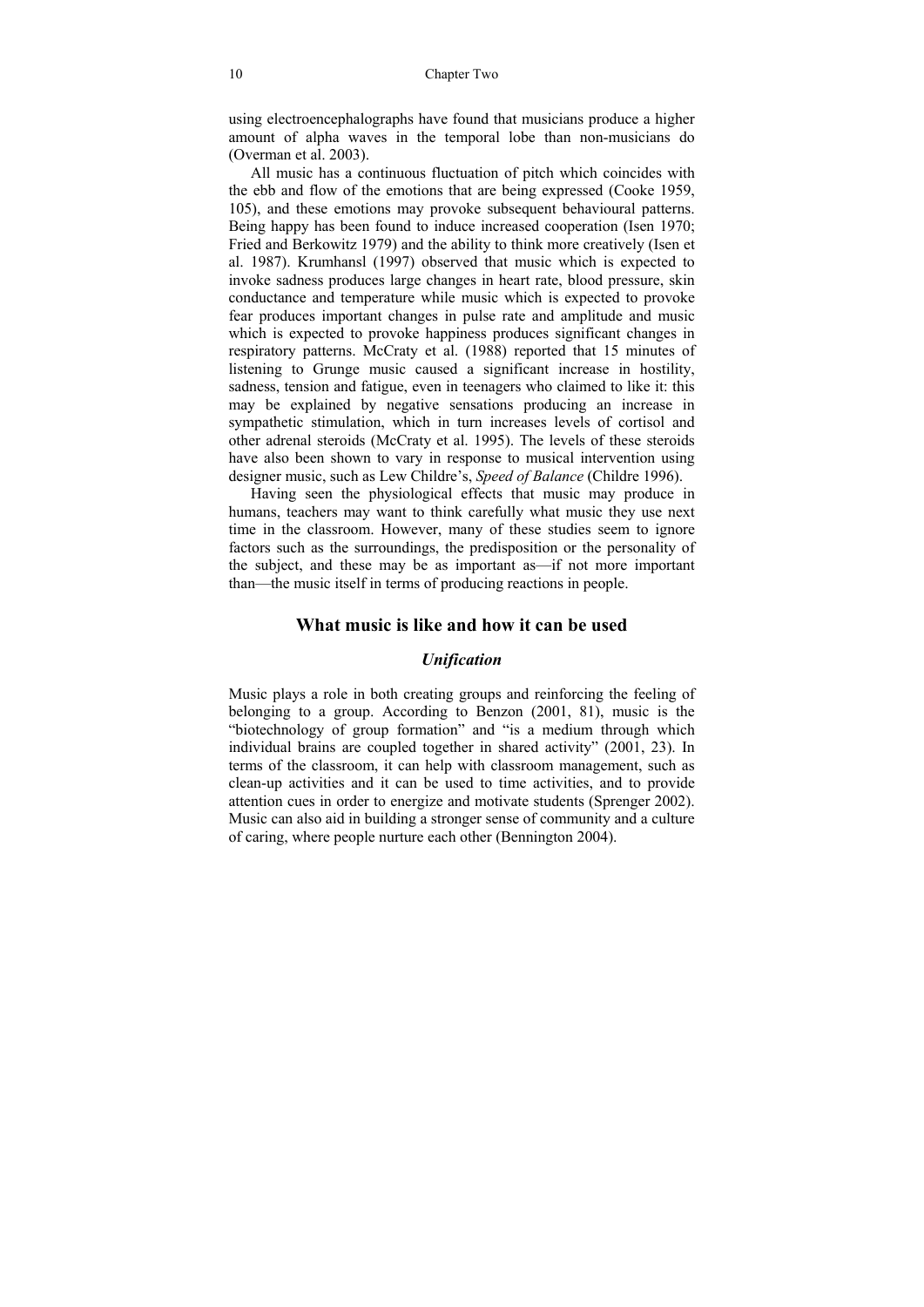using electroencephalographs have found that musicians produce a higher amount of alpha waves in the temporal lobe than non-musicians do (Overman et al. 2003).

All music has a continuous fluctuation of pitch which coincides with the ebb and flow of the emotions that are being expressed (Cooke 1959, 105), and these emotions may provoke subsequent behavioural patterns. Being happy has been found to induce increased cooperation (Isen 1970; Fried and Berkowitz 1979) and the ability to think more creatively (Isen et al. 1987). Krumhansl (1997) observed that music which is expected to invoke sadness produces large changes in heart rate, blood pressure, skin conductance and temperature while music which is expected to provoke fear produces important changes in pulse rate and amplitude and music which is expected to provoke happiness produces significant changes in respiratory patterns. McCraty et al. (1988) reported that 15 minutes of listening to Grunge music caused a significant increase in hostility, sadness, tension and fatigue, even in teenagers who claimed to like it: this may be explained by negative sensations producing an increase in sympathetic stimulation, which in turn increases levels of cortisol and other adrenal steroids (McCraty et al. 1995). The levels of these steroids have also been shown to vary in response to musical intervention using designer music, such as Lew Childre's, *Speed of Balance* (Childre 1996).

Having seen the physiological effects that music may produce in humans, teachers may want to think carefully what music they use next time in the classroom. However, many of these studies seem to ignore factors such as the surroundings, the predisposition or the personality of the subject, and these may be as important as—if not more important than—the music itself in terms of producing reactions in people.

## What music is like and how it can be used

### *Unification*

Music plays a role in both creating groups and reinforcing the feeling of belonging to a group. According to Benzon (2001, 81), music is the "biotechnology of group formation" and "is a medium through which individual brains are coupled together in shared activity" (2001, 23). In terms of the classroom, it can help with classroom management, such as clean-up activities and it can be used to time activities, and to provide attention cues in order to energize and motivate students (Sprenger 2002). Music can also aid in building a stronger sense of community and a culture of caring, where people nurture each other (Bennington 2004).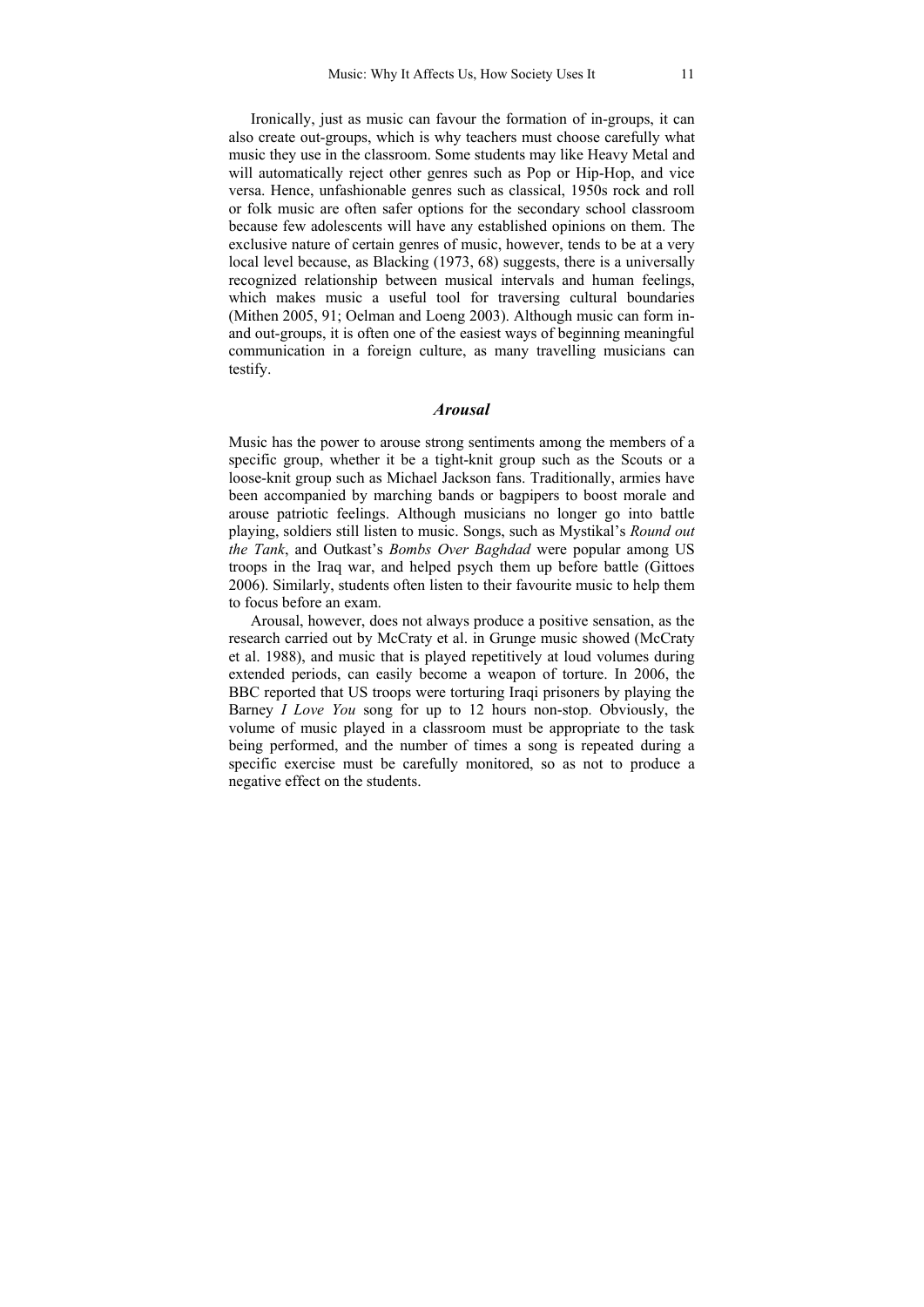Ironically, just as music can favour the formation of in-groups, it can also create out-groups, which is why teachers must choose carefully what music they use in the classroom. Some students may like Heavy Metal and will automatically reject other genres such as Pop or Hip-Hop, and vice versa. Hence, unfashionable genres such as classical, 1950s rock and roll or folk music are often safer options for the secondary school classroom because few adolescents will have any established opinions on them. The exclusive nature of certain genres of music, however, tends to be at a very local level because, as Blacking (1973, 68) suggests, there is a universally recognized relationship between musical intervals and human feelings, which makes music a useful tool for traversing cultural boundaries (Mithen 2005, 91; Oelman and Loeng 2003). Although music can form in- and out-groups, it is often one of the easiest ways of beginning meaningful communication in a foreign culture, as many travelling musicians can testify.

### *Arousal*

Music has the power to arouse strong sentiments among the members of a specific group, whether it be a tight-knit group such as the Scouts or a loose-knit group such as Michael Jackson fans. Traditionally, armies have been accompanied by marching bands or bagpipers to boost morale and arouse patriotic feelings. Although musicians no longer go into battle playing, soldiers still listen to music. Songs, such as Mystikal's *Round out the Tank*, and Outkast's *Bombs Over Baghdad* were popular among US troops in the Iraq war, and helped psych them up before battle (Gittoes 2006). Similarly, students often listen to their favourite music to help them to focus before an exam.

Arousal, however, does not always produce a positive sensation, as the research carried out by McCraty et al. in Grunge music showed (McCraty et al. 1988), and music that is played repetitively at loud volumes during extended periods, can easily become a weapon of torture. In 2006, the BBC reported that US troops were torturing Iraqi prisoners by playing the Barney *I Love You* song for up to 12 hours non-stop. Obviously, the volume of music played in a classroom must be appropriate to the task being performed, and the number of times a song is repeated during a specific exercise must be carefully monitored, so as not to produce a negative effect on the students.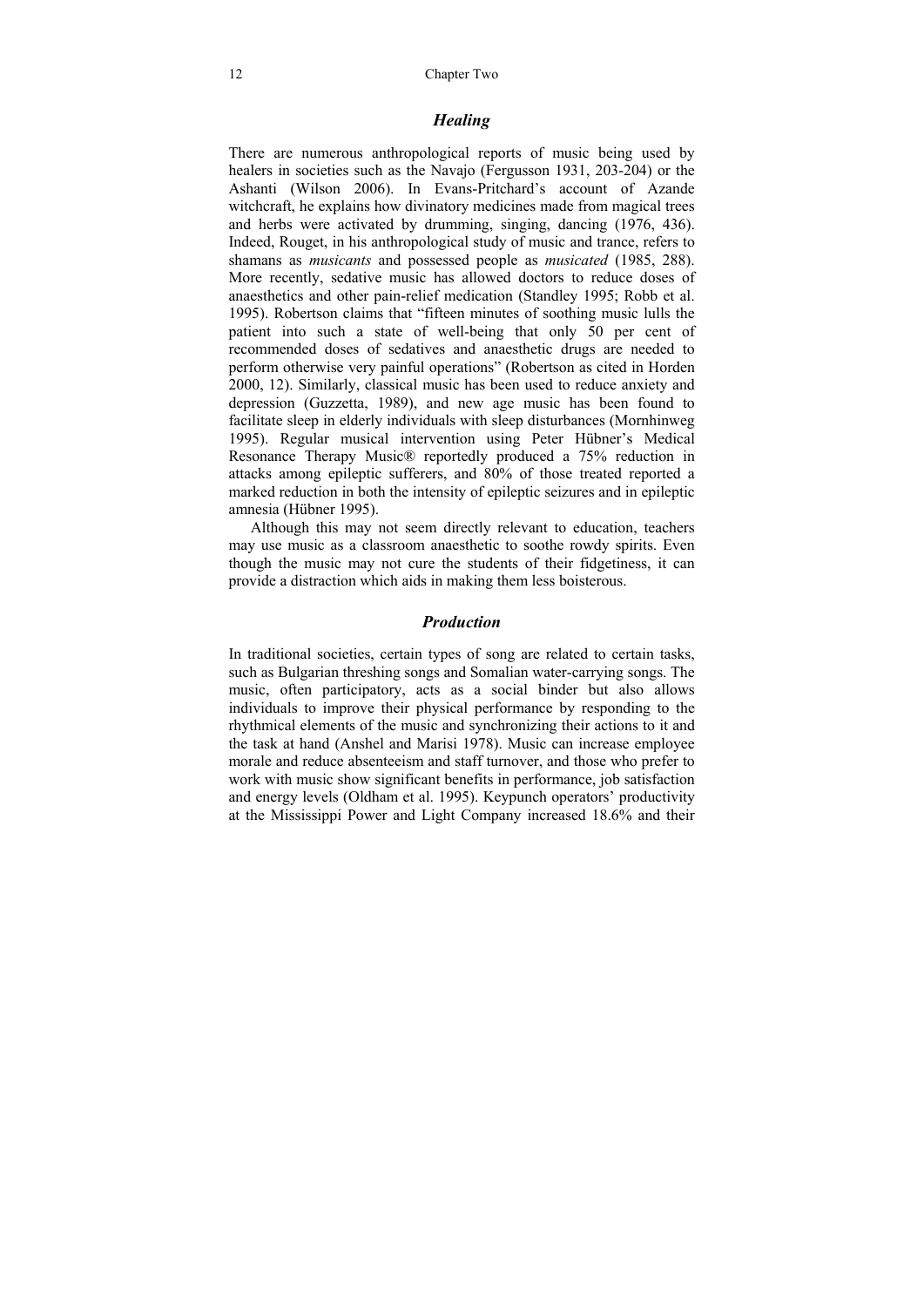### *Healing*

There are numerous anthropological reports of music being used by healers in societies such as the Navajo (Fergusson 1931, 203-204) or the Ashanti (Wilson 2006). In Evans-Pritchard's account of Azande witchcraft, he explains how divinatory medicines made from magical trees and herbs were activated by drumming, singing, dancing (1976, 436). Indeed, Rouget, in his anthropological study of music and trance, refers to shamans as *musicants* and possessed people as *musicated* (1985, 288). More recently, sedative music has allowed doctors to reduce doses of anaesthetics and other pain-relief medication (Standley 1995; Robb et al. 1995). Robertson claims that "fifteen minutes of soothing music lulls the patient into such a state of well-being that only 50 per cent of recommended doses of sedatives and anaesthetic drugs are needed to perform otherwise very painful operations" (Robertson as cited in Horden 2000, 12). Similarly, classical music has been used to reduce anxiety and depression (Guzzetta, 1989), and new age music has been found to facilitate sleep in elderly individuals with sleep disturbances (Mornhinweg 1995). Regular musical intervention using Peter Hübner's Medical Resonance Therapy Music® reportedly produced a 75% reduction in attacks among epileptic sufferers, and 80% of those treated reported a marked reduction in both the intensity of epileptic seizures and in epileptic amnesia (Hübner 1995).

Although this may not seem directly relevant to education, teachers may use music as a classroom anaesthetic to soothe rowdy spirits. Even though the music may not cure the students of their fidgetiness, it can provide a distraction which aids in making them less boisterous.

### *Production*

In traditional societies, certain types of song are related to certain tasks, such as Bulgarian threshing songs and Somalian water-carrying songs. The music, often participatory, acts as a social binder but also allows individuals to improve their physical performance by responding to the rhythmical elements of the music and synchronizing their actions to it and the task at hand (Anshel and Marisi 1978). Music can increase employee morale and reduce absenteeism and staff turnover, and those who prefer to work with music show significant benefits in performance, job satisfaction and energy levels (Oldham et al. 1995). Keypunch operators' productivity at the Mississippi Power and Light Company increased 18.6% and their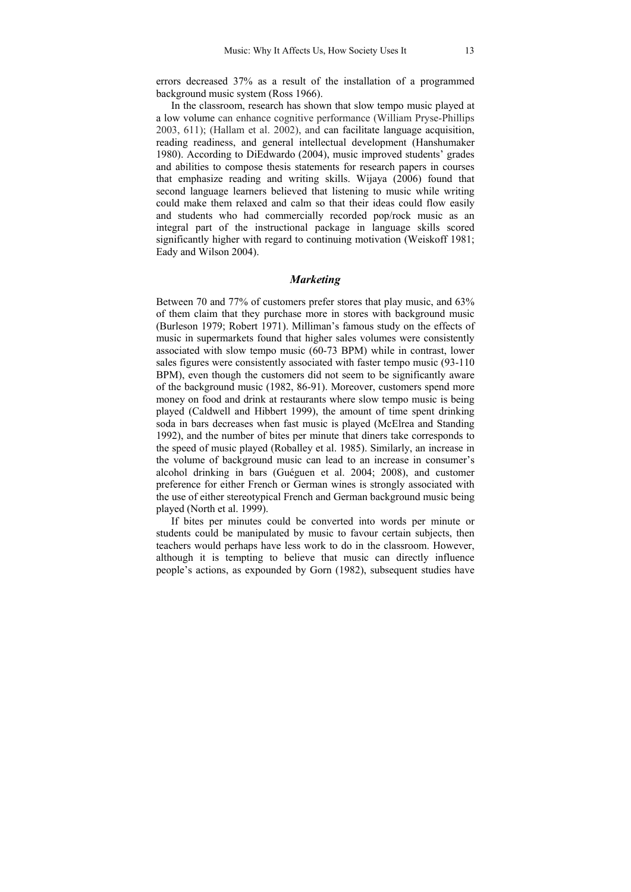errors decreased 37% as a result of the installation of a programmed background music system (Ross 1966).

In the classroom, research has shown that slow tempo music played at a low volume can enhance cognitive performance (William Pryse-Phillips 2003, 611); (Hallam et al. 2002), and can facilitate language acquisition, reading readiness, and general intellectual development (Hanshumaker 1980). According to DiEdwardo (2004), music improved students' grades and abilities to compose thesis statements for research papers in courses that emphasize reading and writing skills. Wijaya (2006) found that second language learners believed that listening to music while writing could make them relaxed and calm so that their ideas could flow easily and students who had commercially recorded pop/rock music as an integral part of the instructional package in language skills scored significantly higher with regard to continuing motivation (Weiskoff 1981; Eady and Wilson 2004).

### *Marketing*

Between 70 and 77% of customers prefer stores that play music, and 63% of them claim that they purchase more in stores with background music (Burleson 1979; Robert 1971). Milliman's famous study on the effects of music in supermarkets found that higher sales volumes were consistently associated with slow tempo music (60-73 BPM) while in contrast, lower sales figures were consistently associated with faster tempo music (93-110 BPM), even though the customers did not seem to be significantly aware of the background music (1982, 86-91). Moreover, customers spend more money on food and drink at restaurants where slow tempo music is being played (Caldwell and Hibbert 1999), the amount of time spent drinking soda in bars decreases when fast music is played (McElrea and Standing 1992), and the number of bites per minute that diners take corresponds to the speed of music played (Roballey et al. 1985). Similarly, an increase in the volume of background music can lead to an increase in consumer's alcohol drinking in bars (Guéguen et al. 2004; 2008), and customer preference for either French or German wines is strongly associated with the use of either stereotypical French and German background music being played (North et al. 1999).

If bites per minutes could be converted into words per minute or students could be manipulated by music to favour certain subjects, then teachers would perhaps have less work to do in the classroom. However, although it is tempting to believe that music can directly influence people's actions, as expounded by Gorn (1982), subsequent studies have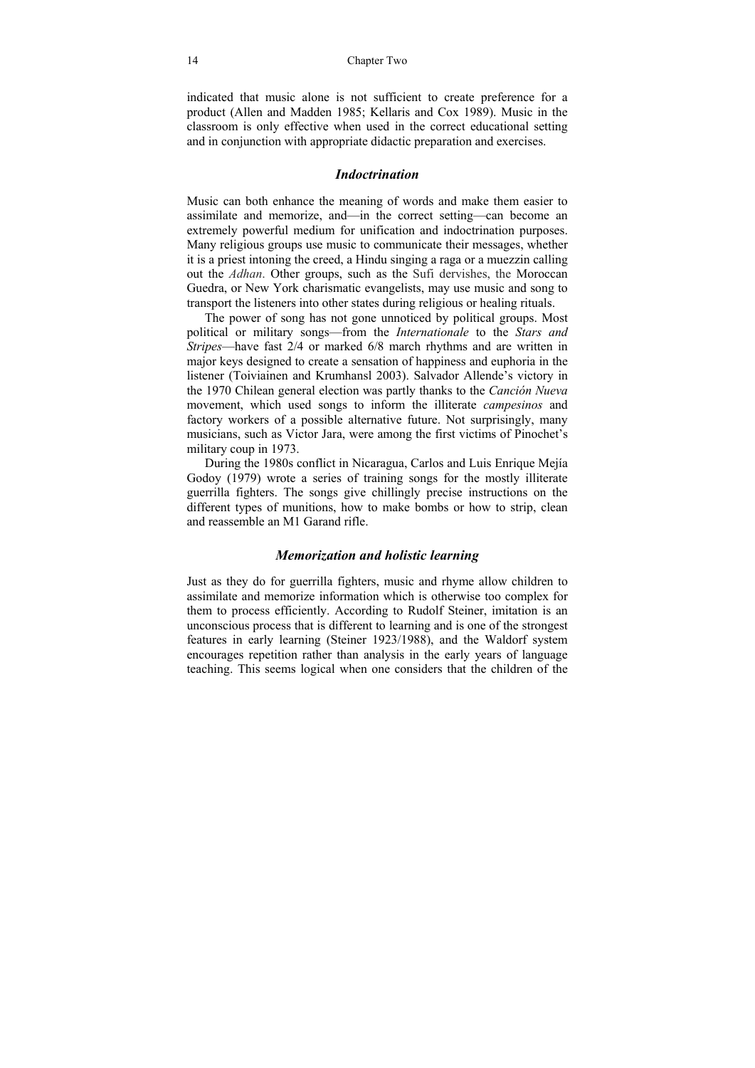indicated that music alone is not sufficient to create preference for a product (Allen and Madden 1985; Kellaris and Cox 1989). Music in the classroom is only effective when used in the correct educational setting and in conjunction with appropriate didactic preparation and exercises.

### *Indoctrination*

Music can both enhance the meaning of words and make them easier to assimilate and memorize, and—in the correct setting—can become an extremely powerful medium for unification and indoctrination purposes. Many religious groups use music to communicate their messages, whether it is a priest intoning the creed, a Hindu singing a raga or a muezzin calling out the *Adhan*. Other groups, such as the Sufi dervishes, the Moroccan Guedra, or New York charismatic evangelists, may use music and song to transport the listeners into other states during religious or healing rituals.

The power of song has not gone unnoticed by political groups. Most political or military songs—from the *Internationale* to the *Stars and Stripes*—have fast 2/4 or marked 6/8 march rhythms and are written in major keys designed to create a sensation of happiness and euphoria in the listener (Toiviainen and Krumhansl 2003). Salvador Allende's victory in the 1970 Chilean general election was partly thanks to the *Canción Nueva* movement, which used songs to inform the illiterate *campesinos* and factory workers of a possible alternative future. Not surprisingly, many musicians, such as Victor Jara, were among the first victims of Pinochet's military coup in 1973.

During the 1980s conflict in Nicaragua, Carlos and Luis Enrique Mejía Godoy (1979) wrote a series of training songs for the mostly illiterate guerrilla fighters. The songs give chillingly precise instructions on the different types of munitions, how to make bombs or how to strip, clean and reassemble an M1 Garand rifle.

### *Memorization and holistic learning*

Just as they do for guerrilla fighters, music and rhyme allow children to assimilate and memorize information which is otherwise too complex for them to process efficiently. According to Rudolf Steiner, imitation is an unconscious process that is different to learning and is one of the strongest features in early learning (Steiner 1923/1988), and the Waldorf system encourages repetition rather than analysis in the early years of language teaching. This seems logical when one considers that the children of the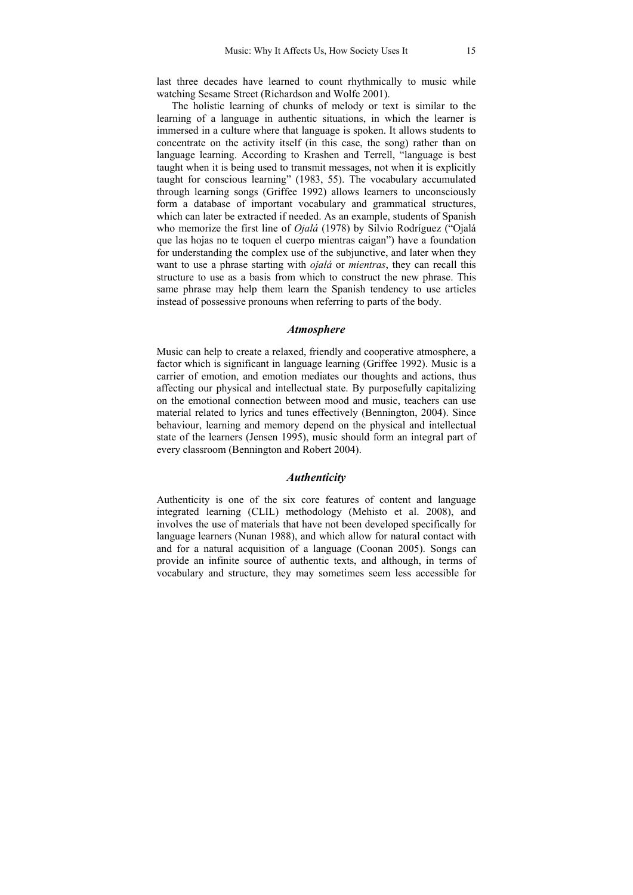last three decades have learned to count rhythmically to music while watching Sesame Street (Richardson and Wolfe 2001).

The holistic learning of chunks of melody or text is similar to the learning of a language in authentic situations, in which the learner is immersed in a culture where that language is spoken. It allows students to concentrate on the activity itself (in this case, the song) rather than on language learning. According to Krashen and Terrell, "language is best taught when it is being used to transmit messages, not when it is explicitly taught for conscious learning" (1983, 55). The vocabulary accumulated through learning songs (Griffee 1992) allows learners to unconsciously form a database of important vocabulary and grammatical structures, which can later be extracted if needed. As an example, students of Spanish who memorize the first line of *Ojalá* (1978) by Silvio Rodríguez ("Ojalá que las hojas no te toquen el cuerpo mientras caigan") have a foundation for understanding the complex use of the subjunctive, and later when they want to use a phrase starting with *ojalá* or *mientras*, they can recall this structure to use as a basis from which to construct the new phrase. This same phrase may help them learn the Spanish tendency to use articles instead of possessive pronouns when referring to parts of the body.

### *Atmosphere*

Music can help to create a relaxed, friendly and cooperative atmosphere, a factor which is significant in language learning (Griffee 1992). Music is a carrier of emotion, and emotion mediates our thoughts and actions, thus affecting our physical and intellectual state. By purposefully capitalizing on the emotional connection between mood and music, teachers can use material related to lyrics and tunes effectively (Bennington, 2004). Since behaviour, learning and memory depend on the physical and intellectual state of the learners (Jensen 1995), music should form an integral part of every classroom (Bennington and Robert 2004).

### *Authenticity*

Authenticity is one of the six core features of content and language integrated learning (CLIL) methodology (Mehisto et al. 2008), and involves the use of materials that have not been developed specifically for language learners (Nunan 1988), and which allow for natural contact with and for a natural acquisition of a language (Coonan 2005). Songs can provide an infinite source of authentic texts, and although, in terms of vocabulary and structure, they may sometimes seem less accessible for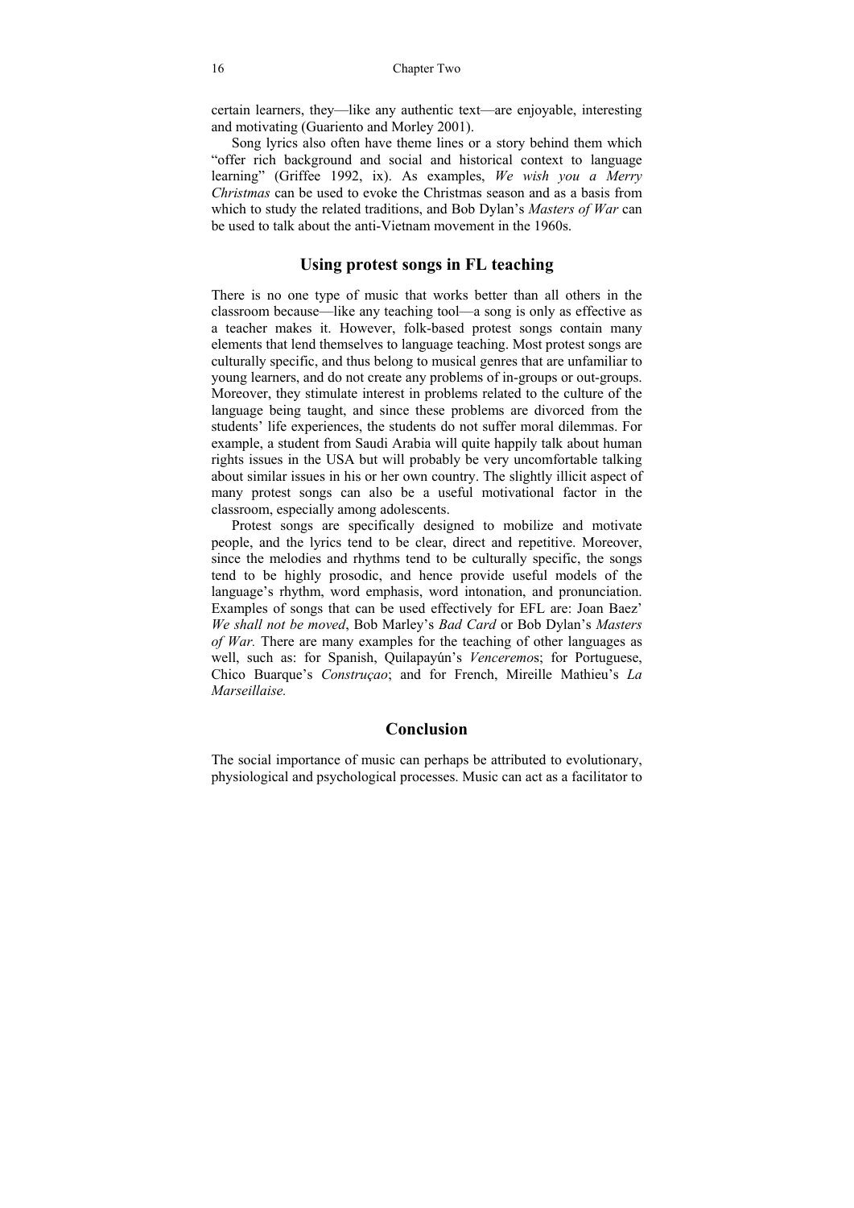certain learners, they—like any authentic text—are enjoyable, interesting and motivating (Guariento and Morley 2001).

Song lyrics also often have theme lines or a story behind them which "offer rich background and social and historical context to language learning" (Griffee 1992, ix). As examples, *We wish you a Merry Christmas* can be used to evoke the Christmas season and as a basis from which to study the related traditions, and Bob Dylan's *Masters of War* can be used to talk about the anti-Vietnam movement in the 1960s.

## Using protest songs in FL teaching

There is no one type of music that works better than all others in the classroom because—like any teaching tool—a song is only as effective as a teacher makes it. However, folk-based protest songs contain many elements that lend themselves to language teaching. Most protest songs are culturally specific, and thus belong to musical genres that are unfamiliar to young learners, and do not create any problems of in-groups or out-groups. Moreover, they stimulate interest in problems related to the culture of the language being taught, and since these problems are divorced from the students' life experiences, the students do not suffer moral dilemmas. For example, a student from Saudi Arabia will quite happily talk about human rights issues in the USA but will probably be very uncomfortable talking about similar issues in his or her own country. The slightly illicit aspect of many protest songs can also be a useful motivational factor in the classroom, especially among adolescents.

Protest songs are specifically designed to mobilize and motivate people, and the lyrics tend to be clear, direct and repetitive. Moreover, since the melodies and rhythms tend to be culturally specific, the songs tend to be highly prosodic, and hence provide useful models of the language's rhythm, word emphasis, word intonation, and pronunciation. Examples of songs that can be used effectively for EFL are: Joan Baez' *We shall not be moved*, Bob Marley's *Bad Card* or Bob Dylan's *Masters of War.* There are many examples for the teaching of other languages as well, such as: for Spanish, Quilapayún's *Venceremo*s; for Portuguese, Chico Buarque's *Construçao*; and for French, Mireille Mathieu's *La Marseillaise.*

## Conclusion

The social importance of music can perhaps be attributed to evolutionary, physiological and psychological processes. Music can act as a facilitator to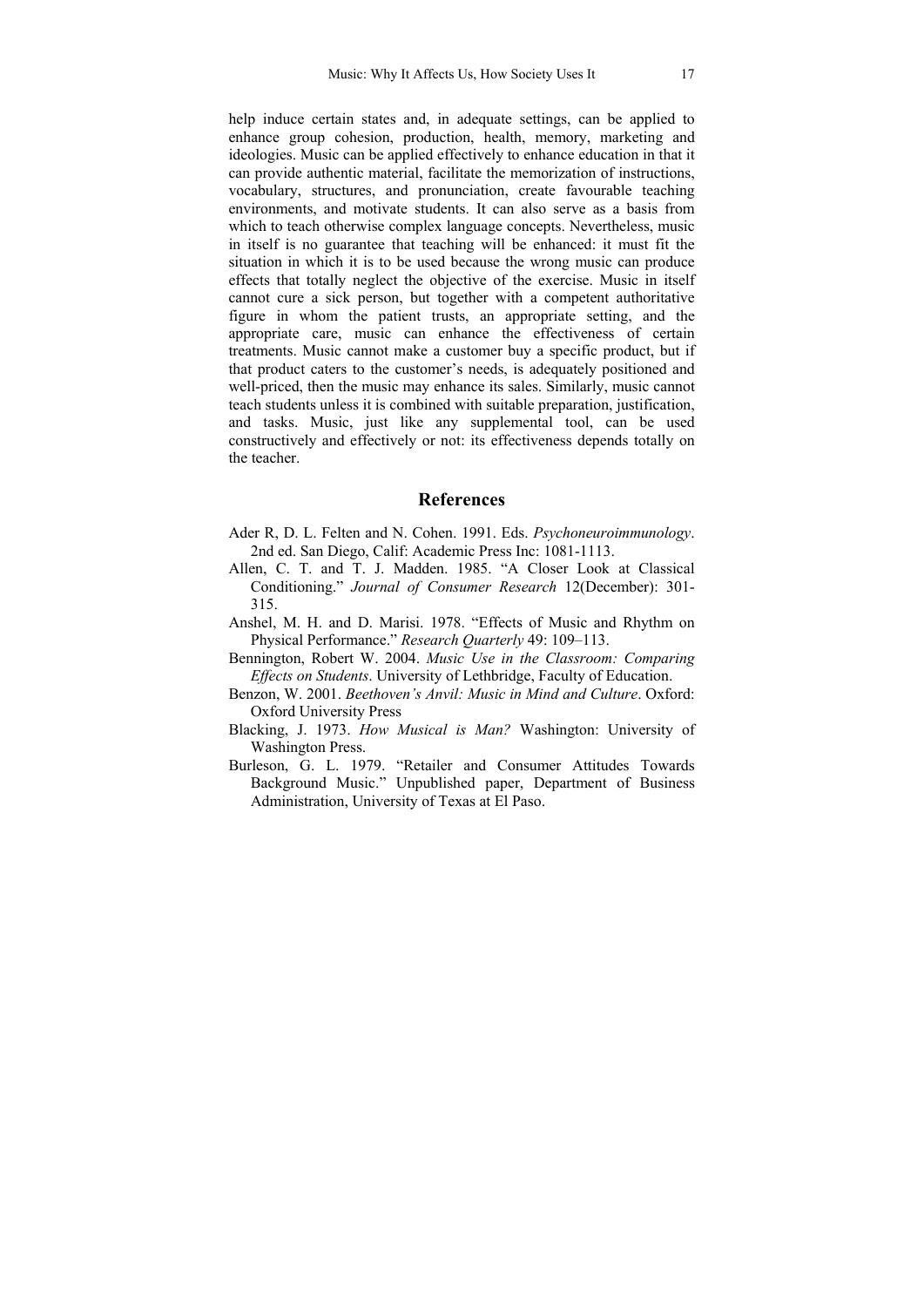help induce certain states and, in adequate settings, can be applied to enhance group cohesion, production, health, memory, marketing and ideologies. Music can be applied effectively to enhance education in that it can provide authentic material, facilitate the memorization of instructions, vocabulary, structures, and pronunciation, create favourable teaching environments, and motivate students. It can also serve as a basis from which to teach otherwise complex language concepts. Nevertheless, music in itself is no guarantee that teaching will be enhanced: it must fit the situation in which it is to be used because the wrong music can produce effects that totally neglect the objective of the exercise. Music in itself cannot cure a sick person, but together with a competent authoritative figure in whom the patient trusts, an appropriate setting, and the appropriate care, music can enhance the effectiveness of certain treatments. Music cannot make a customer buy a specific product, but if that product caters to the customer's needs, is adequately positioned and well-priced, then the music may enhance its sales. Similarly, music cannot teach students unless it is combined with suitable preparation, justification, and tasks. Music, just like any supplemental tool, can be used constructively and effectively or not: its effectiveness depends totally on the teacher.

## References

Ader R, D. L. Felten and N. Cohen. 1991. Eds. *Psychoneuroimmunology*. 2nd ed. San Diego, Calif: Academic Press Inc: 1081-1113.

Allen, C. T. and T. J. Madden. 1985. "A Closer Look at Classical Conditioning." *Journal of Consumer Research* 12(December): 301-315.

Anshel, M. H. and D. Marisi. 1978. "Effects of Music and Rhythm on Physical Performance." *Research Quarterly* 49: 109–113.

Bennington, Robert W. 2004. *Music Use in the Classroom: Comparing Effects on Students*. University of Lethbridge, Faculty of Education.

Benzon, W. 2001. *Beethoven's Anvil: Music in Mind and Culture*. Oxford: Oxford University Press

Blacking, J. 1973. *How Musical is Man?* Washington: University of Washington Press.

Burleson, G. L. 1979. "Retailer and Consumer Attitudes Towards Background Music." Unpublished paper, Department of Business Administration, University of Texas at El Paso.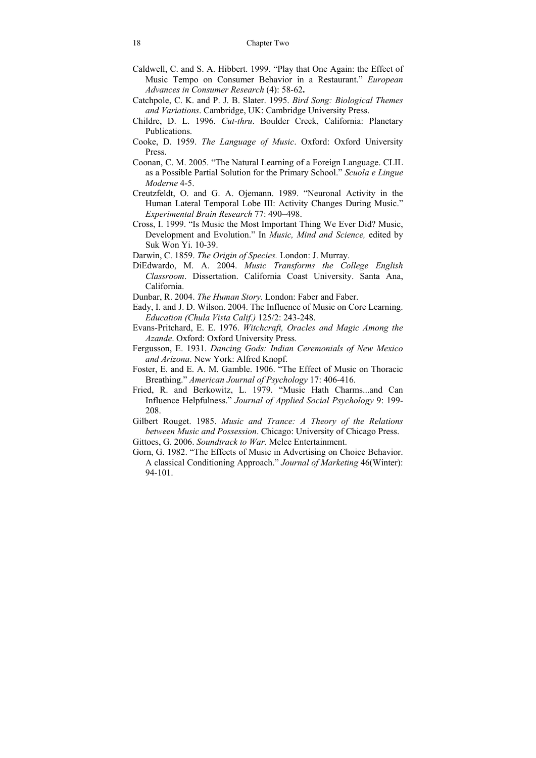Caldwell, C. and S. A. Hibbert. 1999. "Play that One Again: the Effect of Music Tempo on Consumer Behavior in a Restaurant." *European Advances in Consumer Research* (4): 58-62**.**

Catchpole, C. K. and P. J. B. Slater. 1995. *Bird Song: Biological Themes and Variations*. Cambridge, UK: Cambridge University Press.

Childre, D. L. 1996. *Cut-thru*. Boulder Creek, California: Planetary Publications.

Cooke, D. 1959. *The Language of Music*. Oxford: Oxford University Press.

Coonan, C. M. 2005. "The Natural Learning of a Foreign Language. CLIL as a Possible Partial Solution for the Primary School." *Scuola e Lingue Moderne* 4-5.

Creutzfeldt, O. and G. A. Ojemann. 1989. "Neuronal Activity in the Human Lateral Temporal Lobe III: Activity Changes During Music." *Experimental Brain Research* 77: 490–498.

Cross, I. 1999. "Is Music the Most Important Thing We Ever Did? Music, Development and Evolution." In *Music, Mind and Science,* edited by Suk Won Yi. 10-39.

Darwin, C. 1859. *The Origin of Species.* London: J. Murray.

DiEdwardo, M. A. 2004. *Music Transforms the College English Classroom*. Dissertation. California Coast University. Santa Ana, California.

Dunbar, R. 2004. *The Human Story*. London: Faber and Faber.

Eady, I. and J. D. Wilson. 2004. The Influence of Music on Core Learning. *Education (Chula Vista Calif.)* 125/2: 243-248.

Evans-Pritchard, E. E. 1976. *Witchcraft, Oracles and Magic Among the Azande*. Oxford: Oxford University Press.

Fergusson, E. 1931. *Dancing Gods: Indian Ceremonials of New Mexico and Arizona*. New York: Alfred Knopf.

Foster, E. and E. A. M. Gamble. 1906. "The Effect of Music on Thoracic Breathing." *American Journal of Psychology* 17: 406-416.

Fried, R. and Berkowitz, L. 1979. "Music Hath Charms...and Can Influence Helpfulness." *Journal of Applied Social Psychology* 9: 199-208.

Gilbert Rouget. 1985. *Music and Trance: A Theory of the Relations between Music and Possession*. Chicago: University of Chicago Press.

Gittoes, G. 2006. *Soundtrack to War.* Melee Entertainment.

Gorn, G. 1982. "The Effects of Music in Advertising on Choice Behavior. A classical Conditioning Approach." *Journal of Marketing* 46(Winter): 94-101.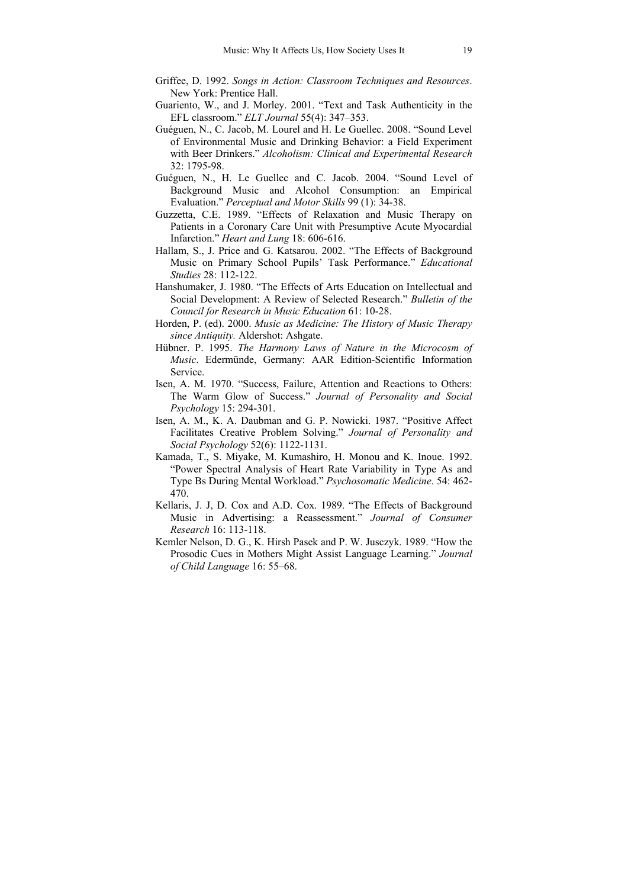Griffee, D. 1992. *Songs in Action: Classroom Techniques and Resources*. New York: Prentice Hall.

Guariento, W., and J. Morley. 2001. "Text and Task Authenticity in the EFL classroom." *ELT Journal* 55(4): 347–353.

Guéguen, N., C. Jacob, M. Lourel and H. Le Guellec. 2008. "Sound Level of Environmental Music and Drinking Behavior: a Field Experiment with Beer Drinkers." *Alcoholism: Clinical and Experimental Research* 32: 1795-98.

Guéguen, N., H. Le Guellec and C. Jacob. 2004. "Sound Level of Background Music and Alcohol Consumption: an Empirical Evaluation." *Perceptual and Motor Skills* 99 (1): 34-38.

Guzzetta, C.E. 1989. "Effects of Relaxation and Music Therapy on Patients in a Coronary Care Unit with Presumptive Acute Myocardial Infarction." *Heart and Lung* 18: 606-616.

Hallam, S., J. Price and G. Katsarou. 2002. "The Effects of Background Music on Primary School Pupils' Task Performance." *Educational Studies* 28: 112-122.

Hanshumaker, J. 1980. "The Effects of Arts Education on Intellectual and Social Development: A Review of Selected Research." *Bulletin of the Council for Research in Music Education* 61: 10-28.

Horden, P. (ed). 2000. *Music as Medicine: The History of Music Therapy since Antiquity.* Aldershot: Ashgate.

Hübner. P. 1995. *The Harmony Laws of Nature in the Microcosm of Music*. Edermünde, Germany: AAR Edition-Scientific Information Service.

Isen, A. M. 1970. "Success, Failure, Attention and Reactions to Others: The Warm Glow of Success." *Journal of Personality and Social Psychology* 15: 294-301.

Isen, A. M., K. A. Daubman and G. P. Nowicki. 1987. "Positive Affect Facilitates Creative Problem Solving." *Journal of Personality and Social Psychology* 52(6): 1122-1131.

Kamada, T., S. Miyake, M. Kumashiro, H. Monou and K. Inoue. 1992. "Power Spectral Analysis of Heart Rate Variability in Type As and Type Bs During Mental Workload." *Psychosomatic Medicine*. 54: 462-470.

Kellaris, J. J, D. Cox and A.D. Cox. 1989. "The Effects of Background Music in Advertising: a Reassessment." *Journal of Consumer Research* 16: 113-118.

Kemler Nelson, D. G., K. Hirsh Pasek and P. W. Jusczyk. 1989. "How the Prosodic Cues in Mothers Might Assist Language Learning." *Journal of Child Language* 16: 55–68.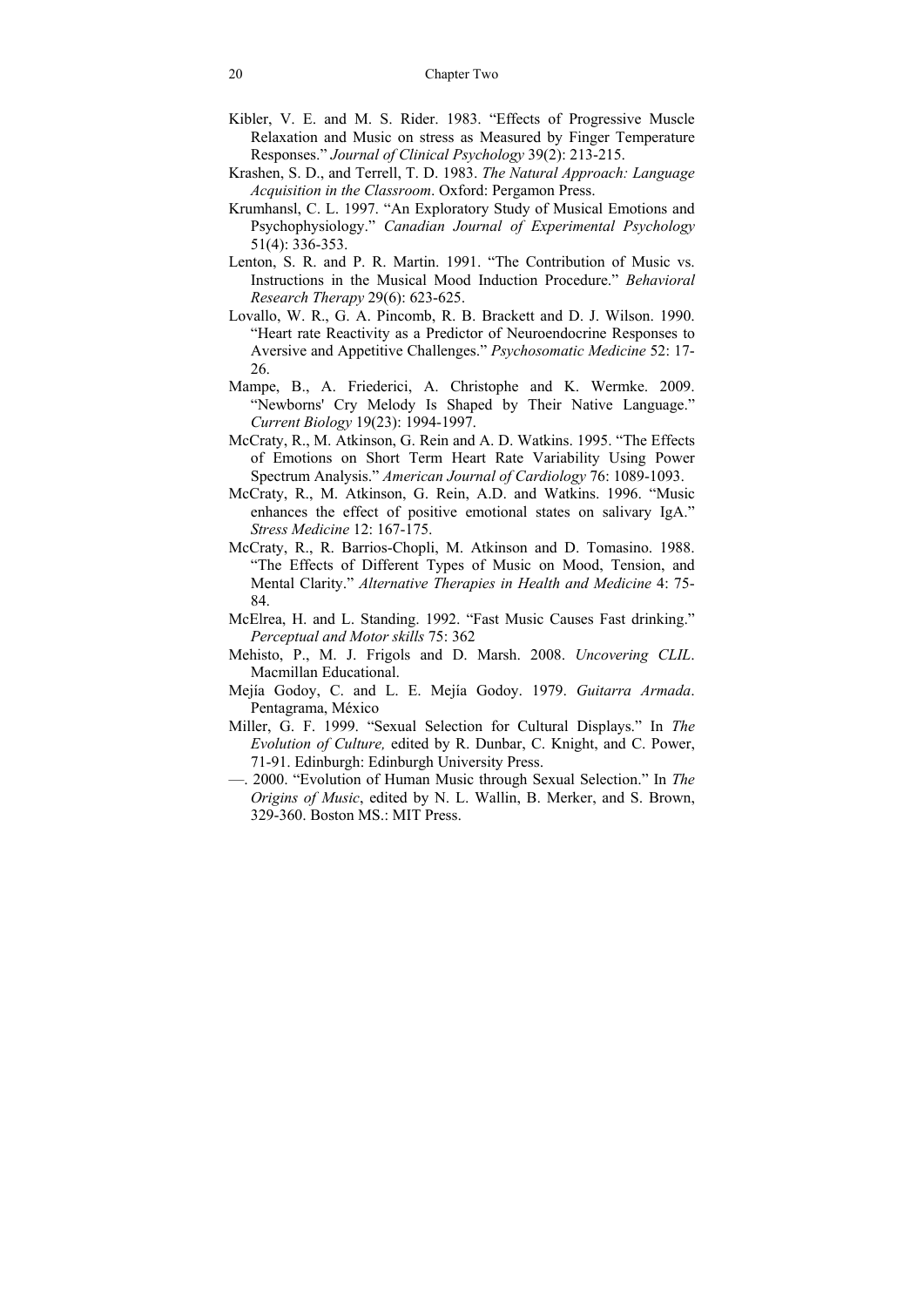Kibler, V. E. and M. S. Rider. 1983. "Effects of Progressive Muscle Relaxation and Music on stress as Measured by Finger Temperature Responses." *Journal of Clinical Psychology* 39(2): 213-215.

Krashen, S. D., and Terrell, T. D. 1983. *The Natural Approach: Language Acquisition in the Classroom*. Oxford: Pergamon Press.

Krumhansl, C. L. 1997. "An Exploratory Study of Musical Emotions and Psychophysiology." *Canadian Journal of Experimental Psychology* 51(4): 336-353.

Lenton, S. R. and P. R. Martin. 1991. "The Contribution of Music vs. Instructions in the Musical Mood Induction Procedure." *Behavioral Research Therapy* 29(6): 623-625.

Lovallo, W. R., G. A. Pincomb, R. B. Brackett and D. J. Wilson. 1990. "Heart rate Reactivity as a Predictor of Neuroendocrine Responses to Aversive and Appetitive Challenges." *Psychosomatic Medicine* 52: 17-26.

Mampe, B., A. Friederici, A. Christophe and K. Wermke. 2009. "Newborns' Cry Melody Is Shaped by Their Native Language." *Current Biology* 19(23): 1994-1997.

McCraty, R., M. Atkinson, G. Rein and A. D. Watkins. 1995. "The Effects of Emotions on Short Term Heart Rate Variability Using Power Spectrum Analysis." *American Journal of Cardiology* 76: 1089-1093.

McCraty, R., M. Atkinson, G. Rein, A.D. and Watkins. 1996. "Music enhances the effect of positive emotional states on salivary IgA." *Stress Medicine* 12: 167-175.

McCraty, R., R. Barrios-Chopli, M. Atkinson and D. Tomasino. 1988. "The Effects of Different Types of Music on Mood, Tension, and Mental Clarity." *Alternative Therapies in Health and Medicine* 4: 75-84.

McElrea, H. and L. Standing. 1992. "Fast Music Causes Fast drinking." *Perceptual and Motor skills* 75: 362

Mehisto, P., M. J. Frigols and D. Marsh. 2008. *Uncovering CLIL*. Macmillan Educational.

Mejía Godoy, C. and L. E. Mejía Godoy. 1979. *Guitarra Armada*. Pentagrama, México

Miller, G. F. 1999. "Sexual Selection for Cultural Displays." In *The Evolution of Culture,* edited by R. Dunbar, C. Knight, and C. Power, 71-91. Edinburgh: Edinburgh University Press.

—. 2000. "Evolution of Human Music through Sexual Selection." In *The Origins of Music*, edited by N. L. Wallin, B. Merker, and S. Brown, 329-360. Boston MS.: MIT Press.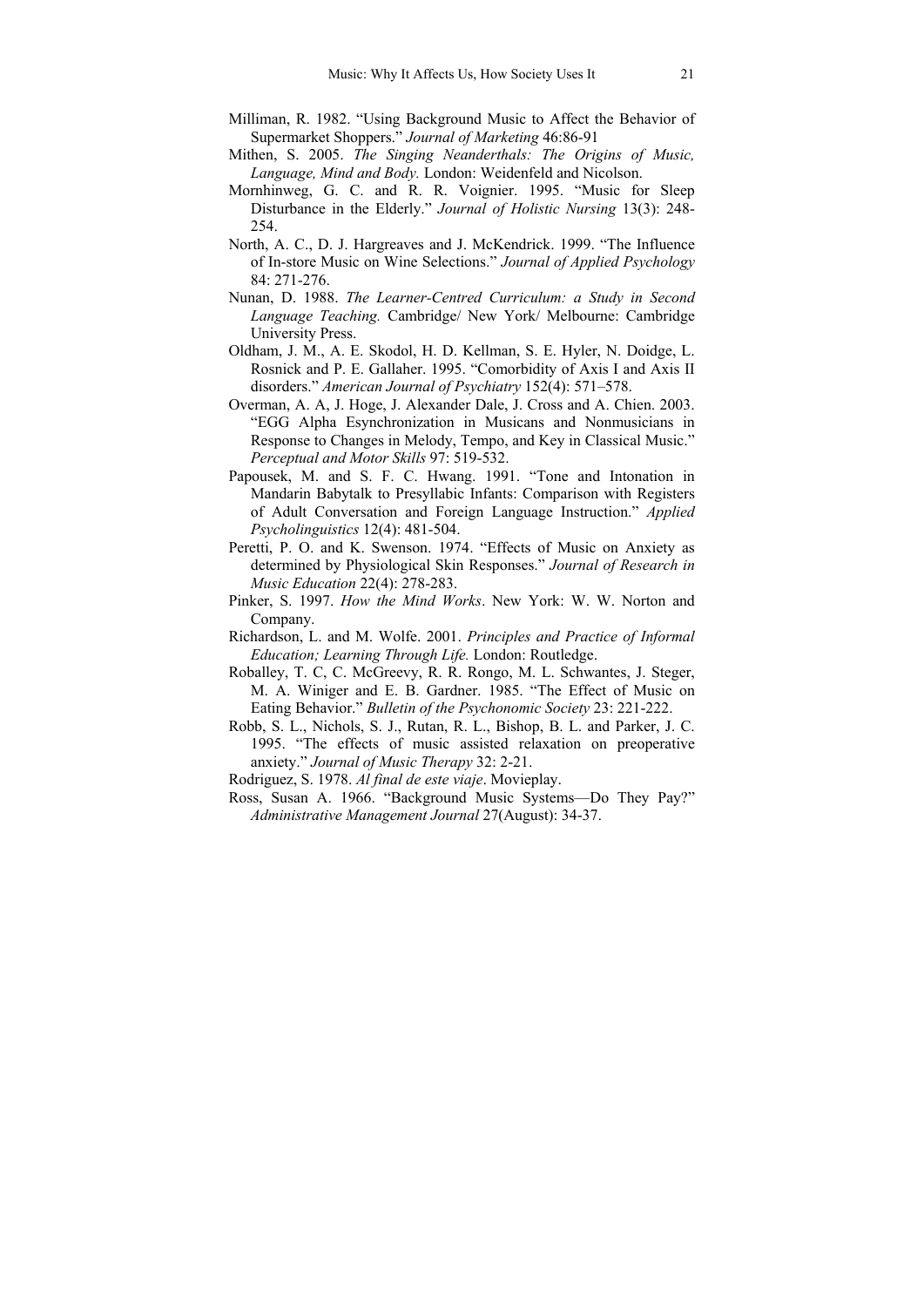Milliman, R. 1982. "Using Background Music to Affect the Behavior of Supermarket Shoppers." *Journal of Marketing* 46:86-91

Mithen, S. 2005. *The Singing Neanderthals: The Origins of Music, Language, Mind and Body.* London: Weidenfeld and Nicolson.

Mornhinweg, G. C. and R. R. Voignier. 1995. "Music for Sleep Disturbance in the Elderly." *Journal of Holistic Nursing* 13(3): 248-254.

North, A. C., D. J. Hargreaves and J. McKendrick. 1999. "The Influence of In-store Music on Wine Selections." *Journal of Applied Psychology* 84: 271-276.

Nunan, D. 1988. *The Learner-Centred Curriculum: a Study in Second Language Teaching.* Cambridge/ New York/ Melbourne: Cambridge University Press.

Oldham, J. M., A. E. Skodol, H. D. Kellman, S. E. Hyler, N. Doidge, L. Rosnick and P. E. Gallaher. 1995. "Comorbidity of Axis I and Axis II disorders." *American Journal of Psychiatry* 152(4): 571–578.

Overman, A. A, J. Hoge, J. Alexander Dale, J. Cross and A. Chien. 2003. "EGG Alpha Esynchronization in Musicans and Nonmusicians in Response to Changes in Melody, Tempo, and Key in Classical Music." *Perceptual and Motor Skills* 97: 519-532.

Papousek, M. and S. F. C. Hwang. 1991. "Tone and Intonation in Mandarin Babytalk to Presyllabic Infants: Comparison with Registers of Adult Conversation and Foreign Language Instruction." *Applied Psycholinguistics* 12(4): 481-504.

Peretti, P. O. and K. Swenson. 1974. "Effects of Music on Anxiety as determined by Physiological Skin Responses." *Journal of Research in Music Education* 22(4): 278-283.

Pinker, S. 1997. *How the Mind Works*. New York: W. W. Norton and Company.

Richardson, L. and M. Wolfe. 2001. *Principles and Practice of Informal Education; Learning Through Life.* London: Routledge.

Roballey, T. C, C. McGreevy, R. R. Rongo, M. L. Schwantes, J. Steger, M. A. Winiger and E. B. Gardner. 1985. "The Effect of Music on Eating Behavior." *Bulletin of the Psychonomic Society* 23: 221-222.

Robb, S. L., Nichols, S. J., Rutan, R. L., Bishop, B. L. and Parker, J. C. 1995. "The effects of music assisted relaxation on preoperative anxiety." *Journal of Music Therapy* 32: 2-21.

Rodriguez, S. 1978. *Al final de este viaje*. Movieplay.

Ross, Susan A. 1966. "Background Music Systems—Do They Pay?" *Administrative Management Journal* 27(August): 34-37.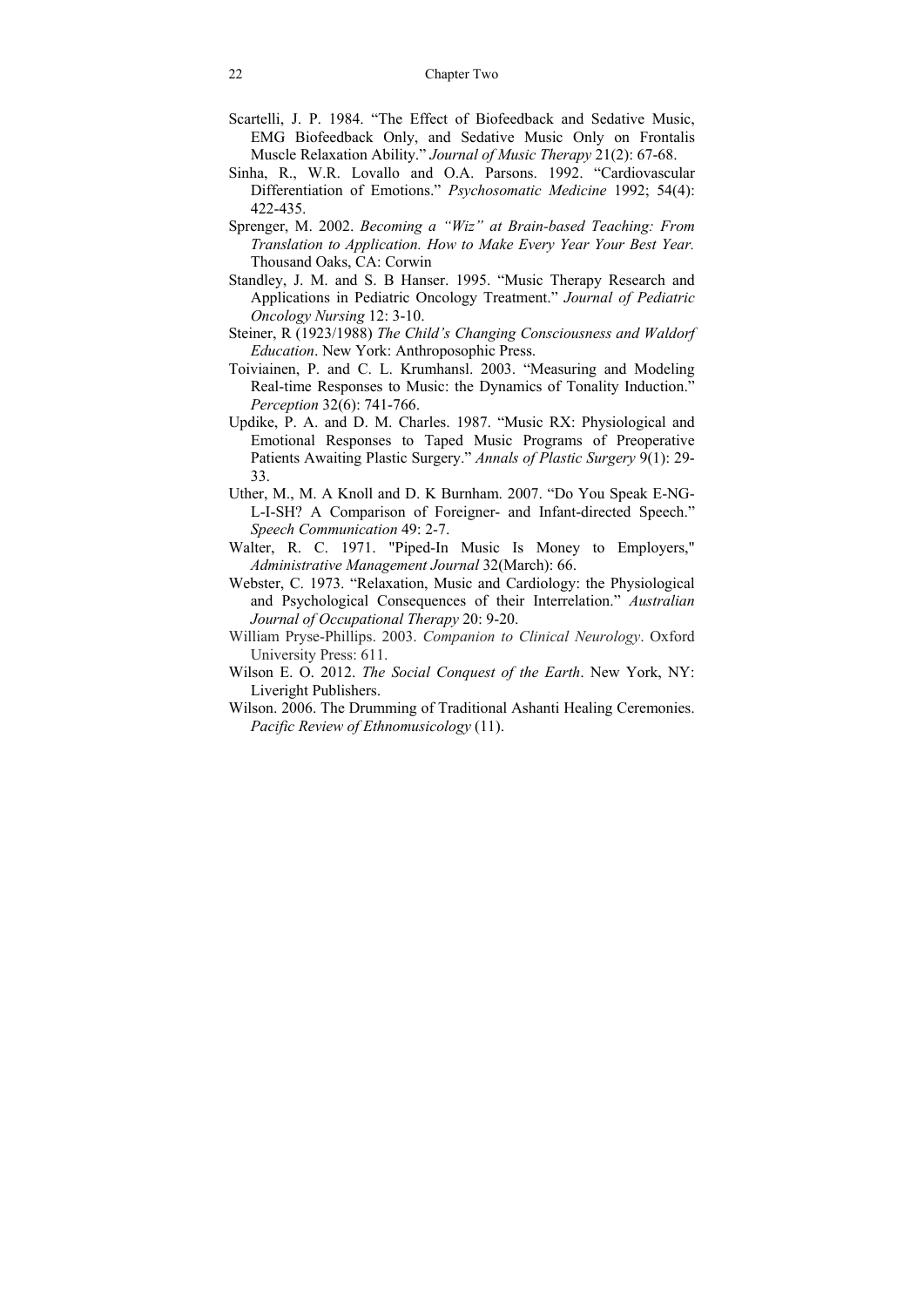Scartelli, J. P. 1984. "The Effect of Biofeedback and Sedative Music, EMG Biofeedback Only, and Sedative Music Only on Frontalis Muscle Relaxation Ability." *Journal of Music Therapy* 21(2): 67-68.

Sinha, R., W.R. Lovallo and O.A. Parsons. 1992. "Cardiovascular Differentiation of Emotions." *Psychosomatic Medicine* 1992; 54(4): 422-435.

Sprenger, M. 2002. *Becoming a "Wiz" at Brain-based Teaching: From Translation to Application. How to Make Every Year Your Best Year.* Thousand Oaks, CA: Corwin

Standley, J. M. and S. B Hanser. 1995. "Music Therapy Research and Applications in Pediatric Oncology Treatment." *Journal of Pediatric Oncology Nursing* 12: 3-10.

Steiner, R (1923/1988) *The Child's Changing Consciousness and Waldorf Education*. New York: Anthroposophic Press.

Toiviainen, P. and C. L. Krumhansl. 2003. "Measuring and Modeling Real-time Responses to Music: the Dynamics of Tonality Induction." *Perception* 32(6): 741-766.

Updike, P. A. and D. M. Charles. 1987. "Music RX: Physiological and Emotional Responses to Taped Music Programs of Preoperative Patients Awaiting Plastic Surgery." *Annals of Plastic Surgery* 9(1): 29-33.

Uther, M., M. A Knoll and D. K Burnham. 2007. "Do You Speak E-NG-L-I-SH? A Comparison of Foreigner- and Infant-directed Speech." *Speech Communication* 49: 2-7.

Walter, R. C. 1971. "Piped-In Music Is Money to Employers," *Administrative Management Journal* 32(March): 66.

Webster, C. 1973. "Relaxation, Music and Cardiology: the Physiological and Psychological Consequences of their Interrelation." *Australian Journal of Occupational Therapy* 20: 9-20.

William Pryse-Phillips. 2003. *Companion to Clinical Neurology*. Oxford University Press: 611.

Wilson E. O. 2012. *The Social Conquest of the Earth*. New York, NY: Liveright Publishers.

Wilson. 2006. The Drumming of Traditional Ashanti Healing Ceremonies. *Pacific Review of Ethnomusicology* (11).